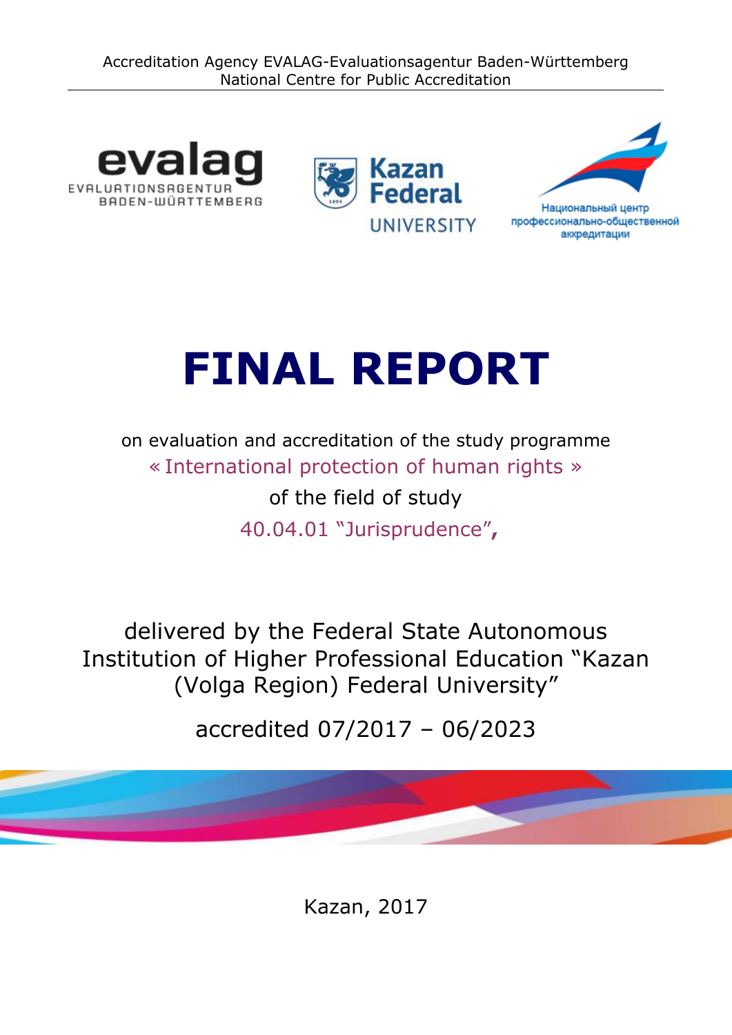Accreditation Agency EVALAG-Evaluationsagentur Baden-Württemberg
National Centre for Public Accreditation

evalag
EVALUATIONSAGENTUR
BADEN-WÜRTTEMBERG

Kazan Federal UNIVERSITY

Национальный центр профессионально-общественной аккредитации

# FINAL REPORT

on evaluation and accreditation of the study programme
« International protection of human rights »
of the field of study
40.04.01 "Jurisprudence",

delivered by the Federal State Autonomous Institution of Higher Professional Education "Kazan (Volga Region) Federal University"

accredited 07/2017 – 06/2023

Kazan, 2017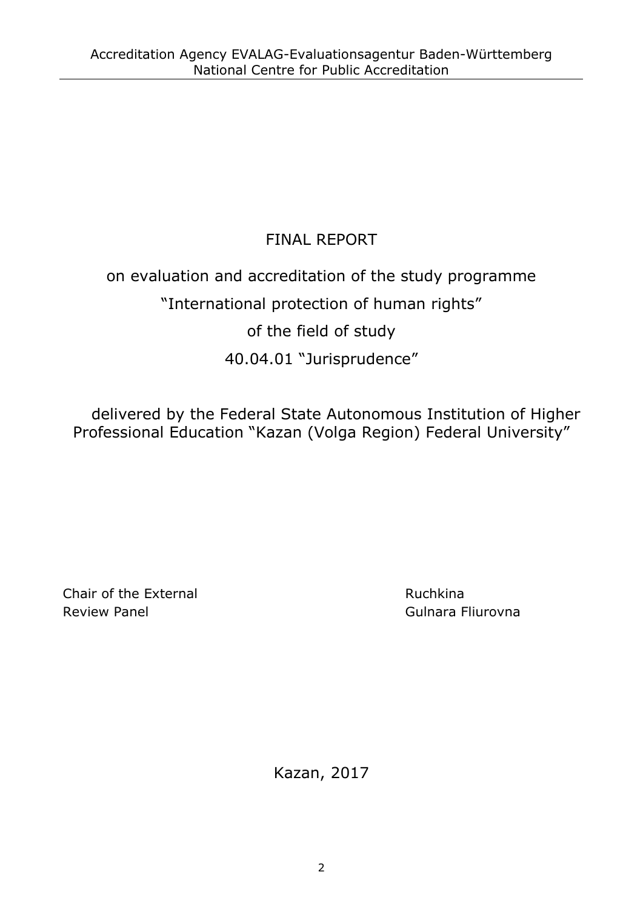Accreditation Agency EVALAG-Evaluationsagentur Baden-Württemberg
National Centre for Public Accreditation

# FINAL REPORT

on evaluation and accreditation of the study programme

"International protection of human rights"

of the field of study

40.04.01 "Jurisprudence"

delivered by the Federal State Autonomous Institution of Higher Professional Education "Kazan (Volga Region) Federal University"

| Chair of the External Review Panel | Ruchkina Gulnara Fliurovna |
|---|---|

Kazan, 2017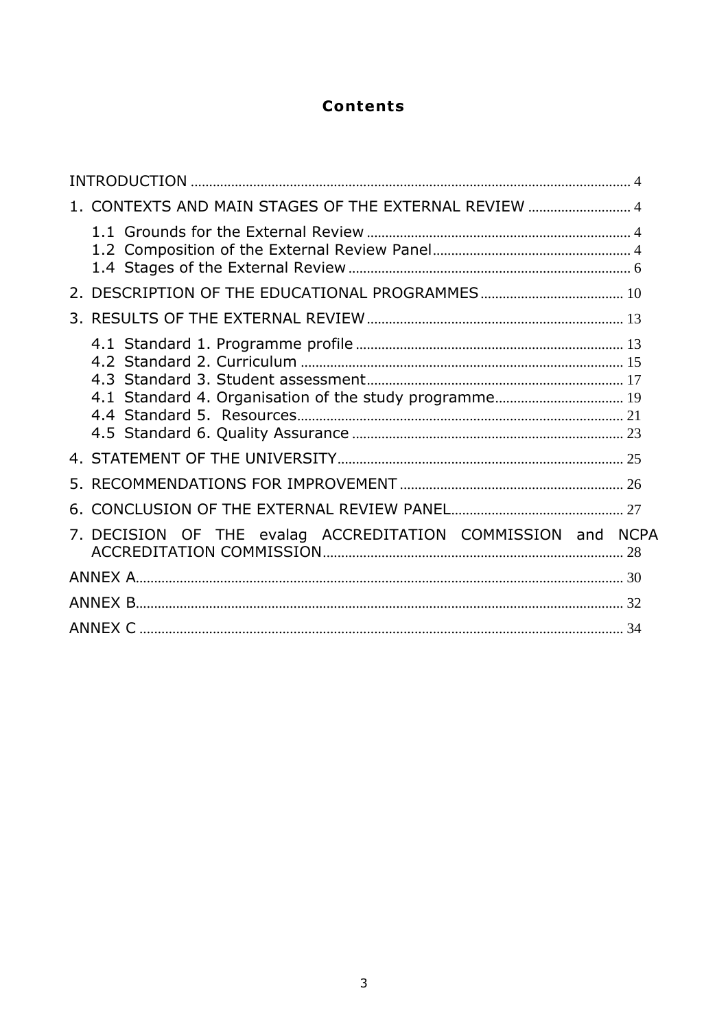# Contents

INTRODUCTION .......... 4

1. CONTEXTS AND MAIN STAGES OF THE EXTERNAL REVIEW .......... 4
   - 1.1 Grounds for the External Review .......... 4
   - 1.2 Composition of the External Review Panel .......... 4
   - 1.4 Stages of the External Review .......... 6
2. DESCRIPTION OF THE EDUCATIONAL PROGRAMMES .......... 10
3. RESULTS OF THE EXTERNAL REVIEW .......... 13
   - 4.1 Standard 1. Programme profile .......... 13
   - 4.2 Standard 2. Curriculum .......... 15
   - 4.3 Standard 3. Student assessment .......... 17
   - 4.1 Standard 4. Organisation of the study programme .......... 19
   - 4.4 Standard 5. Resources .......... 21
   - 4.5 Standard 6. Quality Assurance .......... 23
4. STATEMENT OF THE UNIVERSITY .......... 25
5. RECOMMENDATIONS FOR IMPROVEMENT .......... 26
6. CONCLUSION OF THE EXTERNAL REVIEW PANEL .......... 27
7. DECISION OF THE evalag ACCREDITATION COMMISSION and NCPA ACCREDITATION COMMISSION .......... 28

ANNEX A .......... 30

ANNEX B .......... 32

ANNEX C .......... 34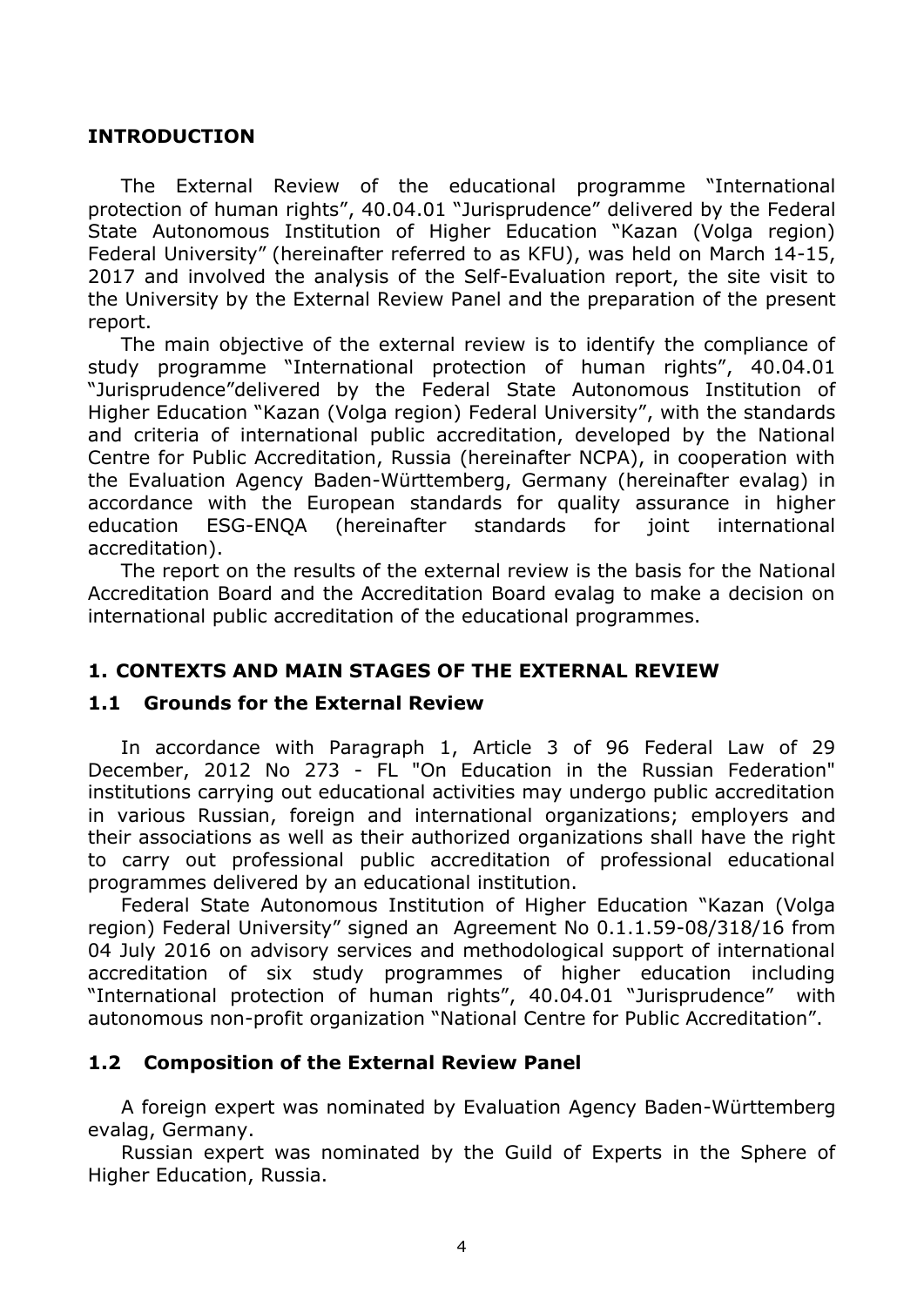## INTRODUCTION

The External Review of the educational programme "International protection of human rights", 40.04.01 "Jurisprudence" delivered by the Federal State Autonomous Institution of Higher Education "Kazan (Volga region) Federal University" (hereinafter referred to as KFU), was held on March 14-15, 2017 and involved the analysis of the Self-Evaluation report, the site visit to the University by the External Review Panel and the preparation of the present report.

The main objective of the external review is to identify the compliance of study programme "International protection of human rights", 40.04.01 "Jurisprudence"delivered by the Federal State Autonomous Institution of Higher Education "Kazan (Volga region) Federal University", with the standards and criteria of international public accreditation, developed by the National Centre for Public Accreditation, Russia (hereinafter NCPA), in cooperation with the Evaluation Agency Baden-Württemberg, Germany (hereinafter evalag) in accordance with the European standards for quality assurance in higher education ESG-ENQA (hereinafter standards for joint international accreditation).

The report on the results of the external review is the basis for the National Accreditation Board and the Accreditation Board evalag to make a decision on international public accreditation of the educational programmes.

## 1. CONTEXTS AND MAIN STAGES OF THE EXTERNAL REVIEW

### 1.1 Grounds for the External Review

In accordance with Paragraph 1, Article 3 of 96 Federal Law of 29 December, 2012 No 273 - FL "On Education in the Russian Federation" institutions carrying out educational activities may undergo public accreditation in various Russian, foreign and international organizations; employers and their associations as well as their authorized organizations shall have the right to carry out professional public accreditation of professional educational programmes delivered by an educational institution.

Federal State Autonomous Institution of Higher Education "Kazan (Volga region) Federal University" signed an Agreement No 0.1.1.59-08/318/16 from 04 July 2016 on advisory services and methodological support of international accreditation of six study programmes of higher education including "International protection of human rights", 40.04.01 "Jurisprudence" with autonomous non-profit organization "National Centre for Public Accreditation".

### 1.2 Composition of the External Review Panel

A foreign expert was nominated by Evaluation Agency Baden-Württemberg evalag, Germany.

Russian expert was nominated by the Guild of Experts in the Sphere of Higher Education, Russia.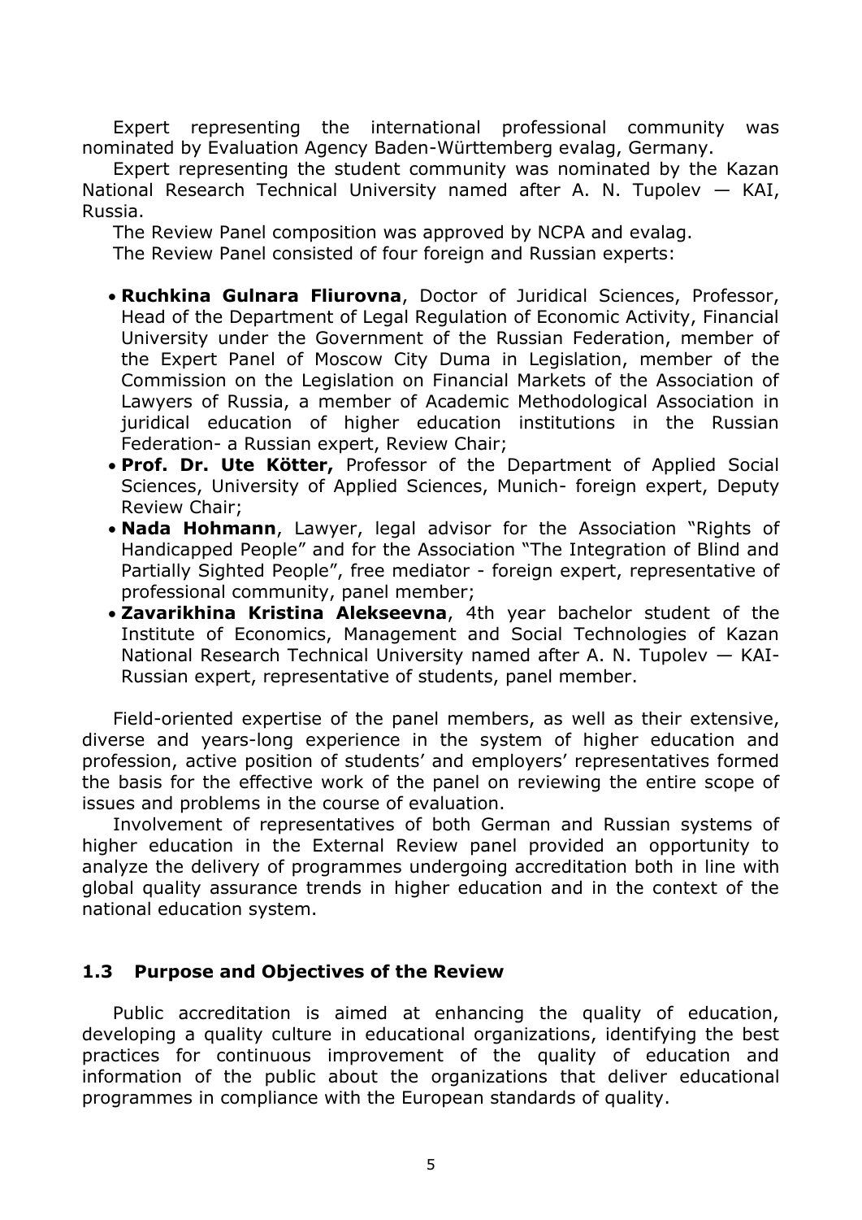Expert representing the international professional community was nominated by Evaluation Agency Baden-Württemberg evalag, Germany.

Expert representing the student community was nominated by the Kazan National Research Technical University named after A. N. Tupolev — KAI, Russia.

The Review Panel composition was approved by NCPA and evalag.

The Review Panel consisted of four foreign and Russian experts:

- **Ruchkina Gulnara Fliurovna**, Doctor of Juridical Sciences, Professor, Head of the Department of Legal Regulation of Economic Activity, Financial University under the Government of the Russian Federation, member of the Expert Panel of Moscow City Duma in Legislation, member of the Commission on the Legislation on Financial Markets of the Association of Lawyers of Russia, a member of Academic Methodological Association in juridical education of higher education institutions in the Russian Federation- a Russian expert, Review Chair;
- **Prof. Dr. Ute Kötter,** Professor of the Department of Applied Social Sciences, University of Applied Sciences, Munich- foreign expert, Deputy Review Chair;
- **Nada Hohmann**, Lawyer, legal advisor for the Association "Rights of Handicapped People" and for the Association "The Integration of Blind and Partially Sighted People", free mediator - foreign expert, representative of professional community, panel member;
- **Zavarikhina Kristina Alekseevna**, 4th year bachelor student of the Institute of Economics, Management and Social Technologies of Kazan National Research Technical University named after A. N. Tupolev — KAI- Russian expert, representative of students, panel member.

Field-oriented expertise of the panel members, as well as their extensive, diverse and years-long experience in the system of higher education and profession, active position of students' and employers' representatives formed the basis for the effective work of the panel on reviewing the entire scope of issues and problems in the course of evaluation.

Involvement of representatives of both German and Russian systems of higher education in the External Review panel provided an opportunity to analyze the delivery of programmes undergoing accreditation both in line with global quality assurance trends in higher education and in the context of the national education system.

## 1.3 Purpose and Objectives of the Review

Public accreditation is aimed at enhancing the quality of education, developing a quality culture in educational organizations, identifying the best practices for continuous improvement of the quality of education and information of the public about the organizations that deliver educational programmes in compliance with the European standards of quality.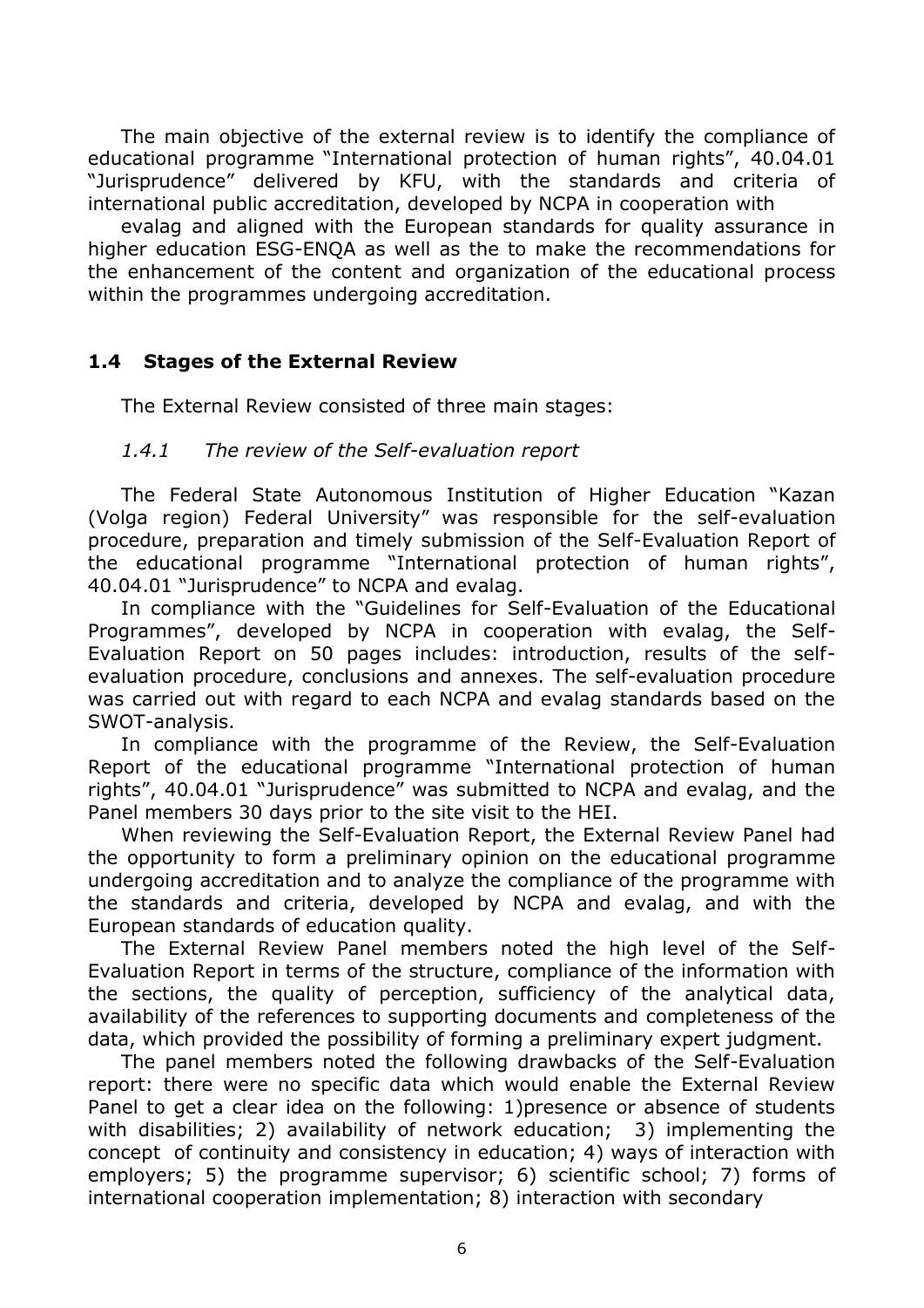The main objective of the external review is to identify the compliance of educational programme "International protection of human rights", 40.04.01 "Jurisprudence" delivered by KFU, with the standards and criteria of international public accreditation, developed by NCPA in cooperation with

evalag and aligned with the European standards for quality assurance in higher education ESG-ENQA as well as the to make the recommendations for the enhancement of the content and organization of the educational process within the programmes undergoing accreditation.

## 1.4 Stages of the External Review

The External Review consisted of three main stages:

### *1.4.1 The review of the Self-evaluation report*

The Federal State Autonomous Institution of Higher Education "Kazan (Volga region) Federal University" was responsible for the self-evaluation procedure, preparation and timely submission of the Self-Evaluation Report of the educational programme "International protection of human rights", 40.04.01 "Jurisprudence" to NCPA and evalag.

In compliance with the "Guidelines for Self-Evaluation of the Educational Programmes", developed by NCPA in cooperation with evalag, the Self-Evaluation Report on 50 pages includes: introduction, results of the self-evaluation procedure, conclusions and annexes. The self-evaluation procedure was carried out with regard to each NCPA and evalag standards based on the SWOT-analysis.

In compliance with the programme of the Review, the Self-Evaluation Report of the educational programme "International protection of human rights", 40.04.01 "Jurisprudence" was submitted to NCPA and evalag, and the Panel members 30 days prior to the site visit to the HEI.

When reviewing the Self-Evaluation Report, the External Review Panel had the opportunity to form a preliminary opinion on the educational programme undergoing accreditation and to analyze the compliance of the programme with the standards and criteria, developed by NCPA and evalag, and with the European standards of education quality.

The External Review Panel members noted the high level of the Self-Evaluation Report in terms of the structure, compliance of the information with the sections, the quality of perception, sufficiency of the analytical data, availability of the references to supporting documents and completeness of the data, which provided the possibility of forming a preliminary expert judgment.

The panel members noted the following drawbacks of the Self-Evaluation report: there were no specific data which would enable the External Review Panel to get a clear idea on the following: 1)presence or absence of students with disabilities; 2) availability of network education; 3) implementing the concept of continuity and consistency in education; 4) ways of interaction with employers; 5) the programme supervisor; 6) scientific school; 7) forms of international cooperation implementation; 8) interaction with secondary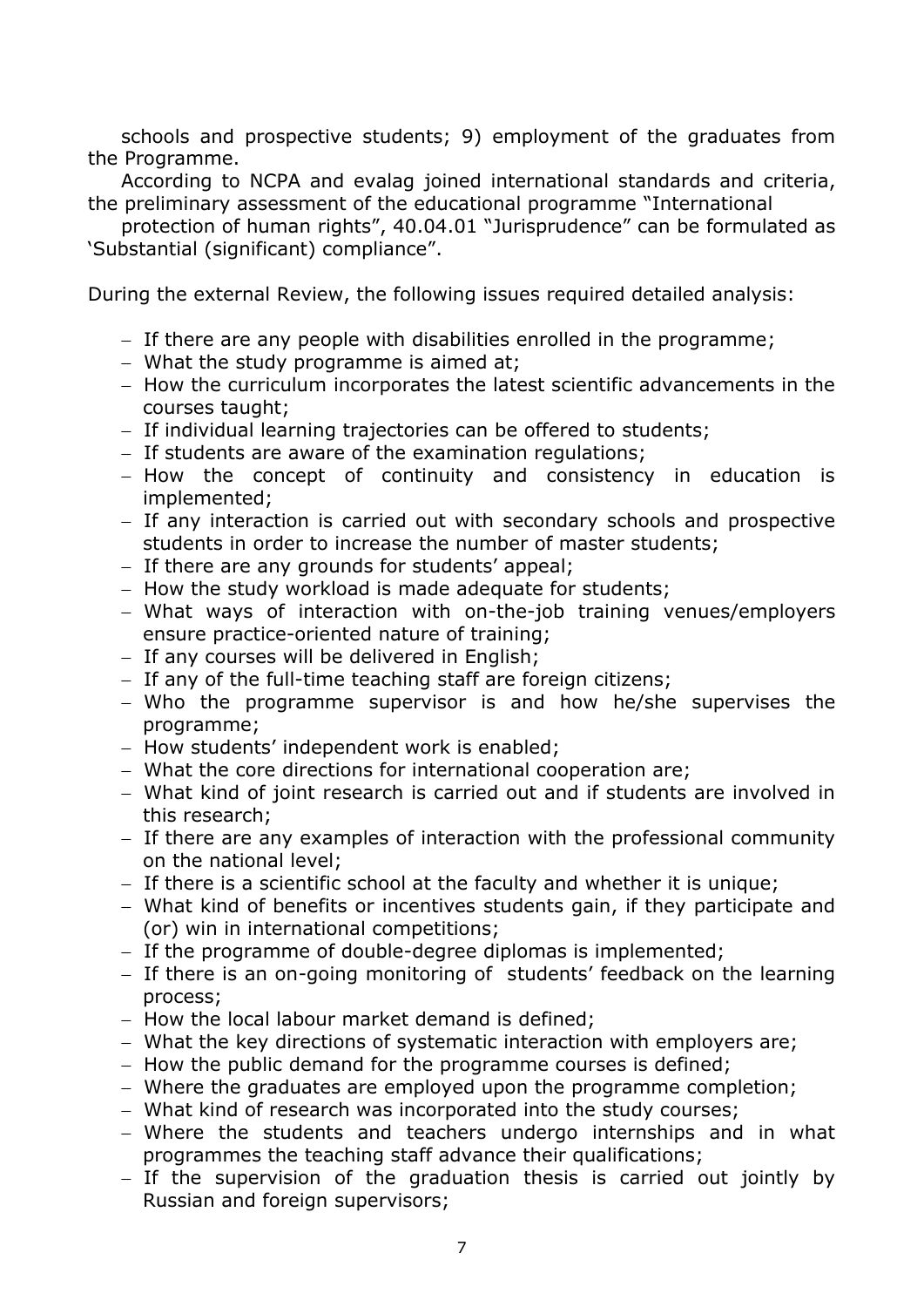schools and prospective students; 9) employment of the graduates from the Programme.

According to NCPA and evalag joined international standards and criteria, the preliminary assessment of the educational programme "International protection of human rights", 40.04.01 "Jurisprudence" can be formulated as 'Substantial (significant) compliance".

During the external Review, the following issues required detailed analysis:

- If there are any people with disabilities enrolled in the programme;
- What the study programme is aimed at;
- How the curriculum incorporates the latest scientific advancements in the courses taught;
- If individual learning trajectories can be offered to students;
- If students are aware of the examination regulations;
- How the concept of continuity and consistency in education is implemented;
- If any interaction is carried out with secondary schools and prospective students in order to increase the number of master students;
- If there are any grounds for students' appeal;
- How the study workload is made adequate for students;
- What ways of interaction with on-the-job training venues/employers ensure practice-oriented nature of training;
- If any courses will be delivered in English;
- If any of the full-time teaching staff are foreign citizens;
- Who the programme supervisor is and how he/she supervises the programme;
- How students' independent work is enabled;
- What the core directions for international cooperation are;
- What kind of joint research is carried out and if students are involved in this research;
- If there are any examples of interaction with the professional community on the national level;
- If there is a scientific school at the faculty and whether it is unique;
- What kind of benefits or incentives students gain, if they participate and (or) win in international competitions;
- If the programme of double-degree diplomas is implemented;
- If there is an on-going monitoring of students' feedback on the learning process;
- How the local labour market demand is defined;
- What the key directions of systematic interaction with employers are;
- How the public demand for the programme courses is defined;
- Where the graduates are employed upon the programme completion;
- What kind of research was incorporated into the study courses;
- Where the students and teachers undergo internships and in what programmes the teaching staff advance their qualifications;
- If the supervision of the graduation thesis is carried out jointly by Russian and foreign supervisors;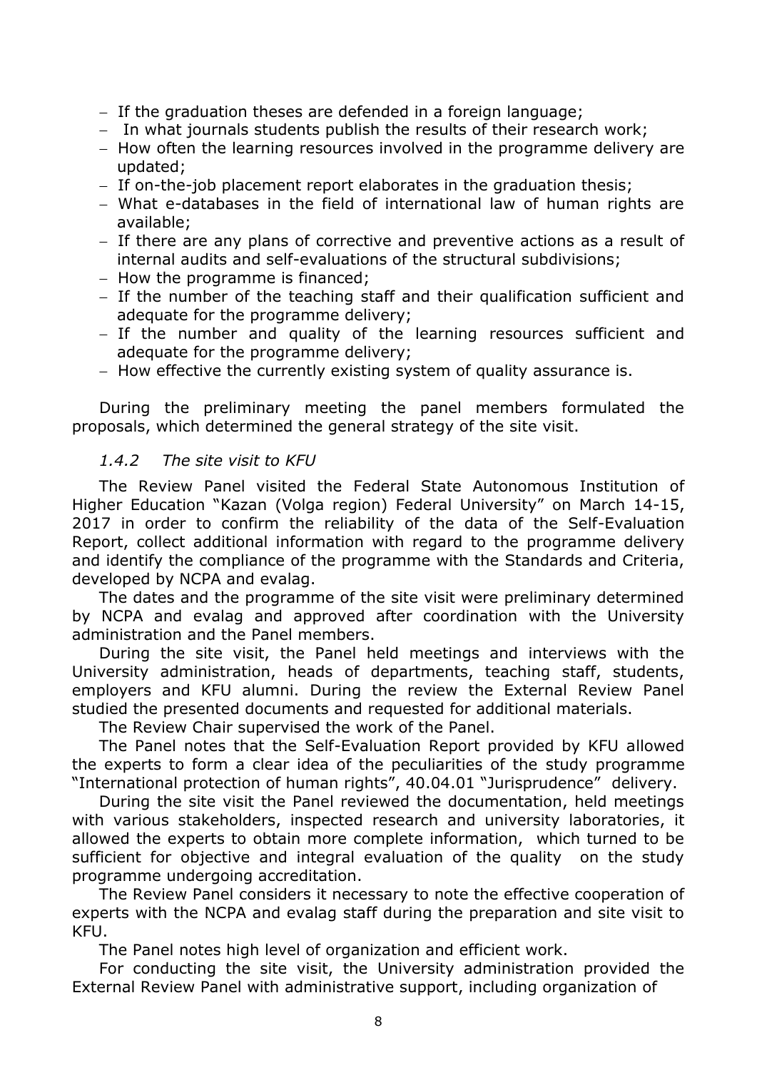- If the graduation theses are defended in a foreign language;
- In what journals students publish the results of their research work;
- How often the learning resources involved in the programme delivery are updated;
- If on-the-job placement report elaborates in the graduation thesis;
- What e-databases in the field of international law of human rights are available;
- If there are any plans of corrective and preventive actions as a result of internal audits and self-evaluations of the structural subdivisions;
- How the programme is financed;
- If the number of the teaching staff and their qualification sufficient and adequate for the programme delivery;
- If the number and quality of the learning resources sufficient and adequate for the programme delivery;
- How effective the currently existing system of quality assurance is.

During the preliminary meeting the panel members formulated the proposals, which determined the general strategy of the site visit.

### *1.4.2 The site visit to KFU*

The Review Panel visited the Federal State Autonomous Institution of Higher Education "Kazan (Volga region) Federal University" on March 14-15, 2017 in order to confirm the reliability of the data of the Self-Evaluation Report, collect additional information with regard to the programme delivery and identify the compliance of the programme with the Standards and Criteria, developed by NCPA and evalag.

The dates and the programme of the site visit were preliminary determined by NCPA and evalag and approved after coordination with the University administration and the Panel members.

During the site visit, the Panel held meetings and interviews with the University administration, heads of departments, teaching staff, students, employers and KFU alumni. During the review the External Review Panel studied the presented documents and requested for additional materials.

The Review Chair supervised the work of the Panel.

The Panel notes that the Self-Evaluation Report provided by KFU allowed the experts to form a clear idea of the peculiarities of the study programme "International protection of human rights", 40.04.01 "Jurisprudence" delivery.

During the site visit the Panel reviewed the documentation, held meetings with various stakeholders, inspected research and university laboratories, it allowed the experts to obtain more complete information, which turned to be sufficient for objective and integral evaluation of the quality on the study programme undergoing accreditation.

The Review Panel considers it necessary to note the effective cooperation of experts with the NCPA and evalag staff during the preparation and site visit to KFU.

The Panel notes high level of organization and efficient work.

For conducting the site visit, the University administration provided the External Review Panel with administrative support, including organization of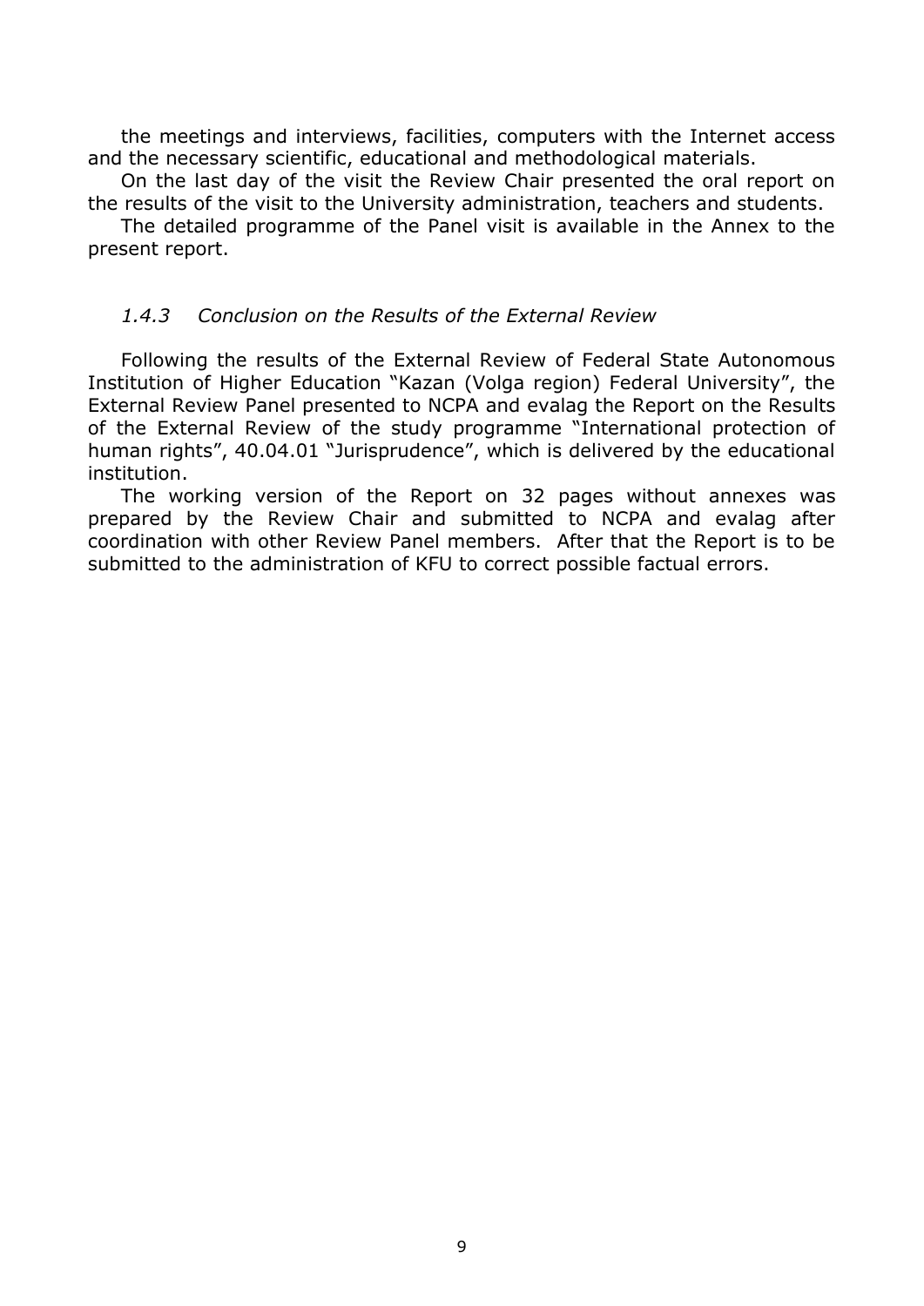the meetings and interviews, facilities, computers with the Internet access and the necessary scientific, educational and methodological materials.

On the last day of the visit the Review Chair presented the oral report on the results of the visit to the University administration, teachers and students.

The detailed programme of the Panel visit is available in the Annex to the present report.

### *1.4.3 Conclusion on the Results of the External Review*

Following the results of the External Review of Federal State Autonomous Institution of Higher Education "Kazan (Volga region) Federal University", the External Review Panel presented to NCPA and evalag the Report on the Results of the External Review of the study programme "International protection of human rights", 40.04.01 "Jurisprudence", which is delivered by the educational institution.

The working version of the Report on 32 pages without annexes was prepared by the Review Chair and submitted to NCPA and evalag after coordination with other Review Panel members. After that the Report is to be submitted to the administration of KFU to correct possible factual errors.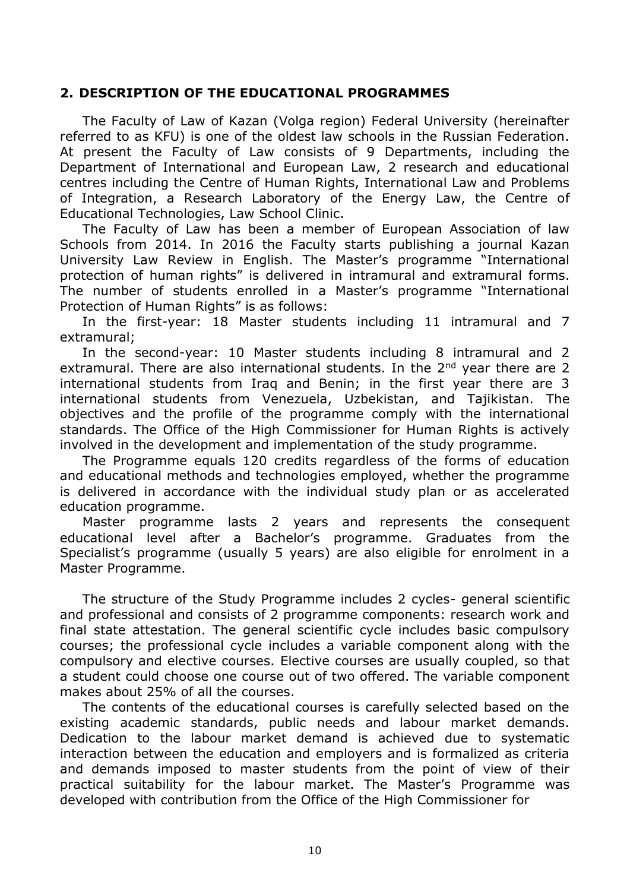## 2. DESCRIPTION OF THE EDUCATIONAL PROGRAMMES

The Faculty of Law of Kazan (Volga region) Federal University (hereinafter referred to as KFU) is one of the oldest law schools in the Russian Federation. At present the Faculty of Law consists of 9 Departments, including the Department of International and European Law, 2 research and educational centres including the Centre of Human Rights, International Law and Problems of Integration, a Research Laboratory of the Energy Law, the Centre of Educational Technologies, Law School Clinic.

The Faculty of Law has been a member of European Association of law Schools from 2014. In 2016 the Faculty starts publishing a journal Kazan University Law Review in English. The Master's programme "International protection of human rights" is delivered in intramural and extramural forms. The number of students enrolled in a Master's programme "International Protection of Human Rights" is as follows:

In the first-year: 18 Master students including 11 intramural and 7 extramural;

In the second-year: 10 Master students including 8 intramural and 2 extramural. There are also international students. In the 2nd year there are 2 international students from Iraq and Benin; in the first year there are 3 international students from Venezuela, Uzbekistan, and Tajikistan. The objectives and the profile of the programme comply with the international standards. The Office of the High Commissioner for Human Rights is actively involved in the development and implementation of the study programme.

The Programme equals 120 credits regardless of the forms of education and educational methods and technologies employed, whether the programme is delivered in accordance with the individual study plan or as accelerated education programme.

Master programme lasts 2 years and represents the consequent educational level after a Bachelor's programme. Graduates from the Specialist's programme (usually 5 years) are also eligible for enrolment in a Master Programme.

The structure of the Study Programme includes 2 cycles- general scientific and professional and consists of 2 programme components: research work and final state attestation. The general scientific cycle includes basic compulsory courses; the professional cycle includes a variable component along with the compulsory and elective courses. Elective courses are usually coupled, so that a student could choose one course out of two offered. The variable component makes about 25% of all the courses.

The contents of the educational courses is carefully selected based on the existing academic standards, public needs and labour market demands. Dedication to the labour market demand is achieved due to systematic interaction between the education and employers and is formalized as criteria and demands imposed to master students from the point of view of their practical suitability for the labour market. The Master's Programme was developed with contribution from the Office of the High Commissioner for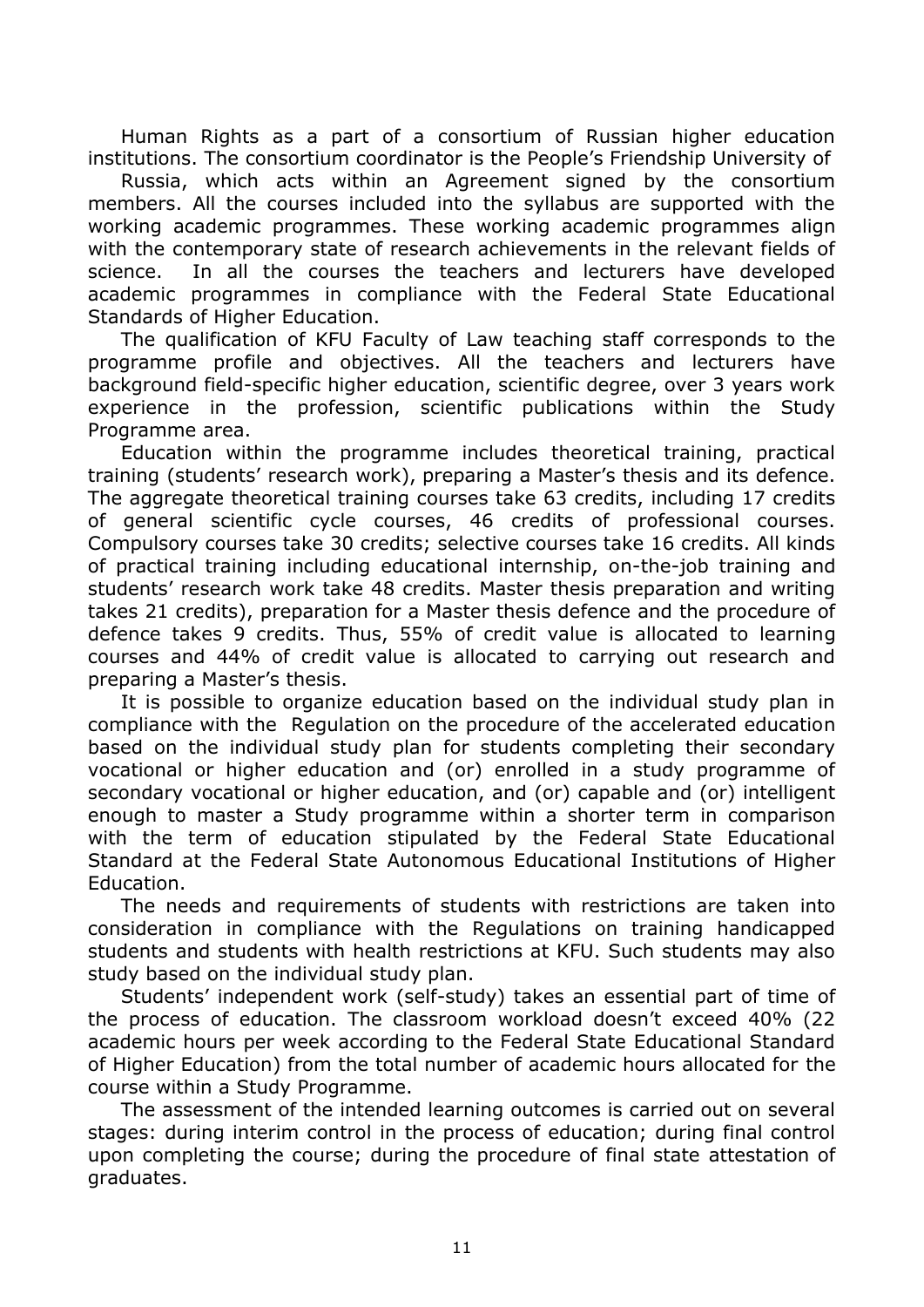Human Rights as a part of a consortium of Russian higher education institutions. The consortium coordinator is the People's Friendship University of

Russia, which acts within an Agreement signed by the consortium members. All the courses included into the syllabus are supported with the working academic programmes. These working academic programmes align with the contemporary state of research achievements in the relevant fields of science. In all the courses the teachers and lecturers have developed academic programmes in compliance with the Federal State Educational Standards of Higher Education.

The qualification of KFU Faculty of Law teaching staff corresponds to the programme profile and objectives. All the teachers and lecturers have background field-specific higher education, scientific degree, over 3 years work experience in the profession, scientific publications within the Study Programme area.

Education within the programme includes theoretical training, practical training (students' research work), preparing a Master's thesis and its defence. The aggregate theoretical training courses take 63 credits, including 17 credits of general scientific cycle courses, 46 credits of professional courses. Compulsory courses take 30 credits; selective courses take 16 credits. All kinds of practical training including educational internship, on-the-job training and students' research work take 48 credits. Master thesis preparation and writing takes 21 credits), preparation for a Master thesis defence and the procedure of defence takes 9 credits. Thus, 55% of credit value is allocated to learning courses and 44% of credit value is allocated to carrying out research and preparing a Master's thesis.

It is possible to organize education based on the individual study plan in compliance with the Regulation on the procedure of the accelerated education based on the individual study plan for students completing their secondary vocational or higher education and (or) enrolled in a study programme of secondary vocational or higher education, and (or) capable and (or) intelligent enough to master a Study programme within a shorter term in comparison with the term of education stipulated by the Federal State Educational Standard at the Federal State Autonomous Educational Institutions of Higher Education.

The needs and requirements of students with restrictions are taken into consideration in compliance with the Regulations on training handicapped students and students with health restrictions at KFU. Such students may also study based on the individual study plan.

Students' independent work (self-study) takes an essential part of time of the process of education. The classroom workload doesn't exceed 40% (22 academic hours per week according to the Federal State Educational Standard of Higher Education) from the total number of academic hours allocated for the course within a Study Programme.

The assessment of the intended learning outcomes is carried out on several stages: during interim control in the process of education; during final control upon completing the course; during the procedure of final state attestation of graduates.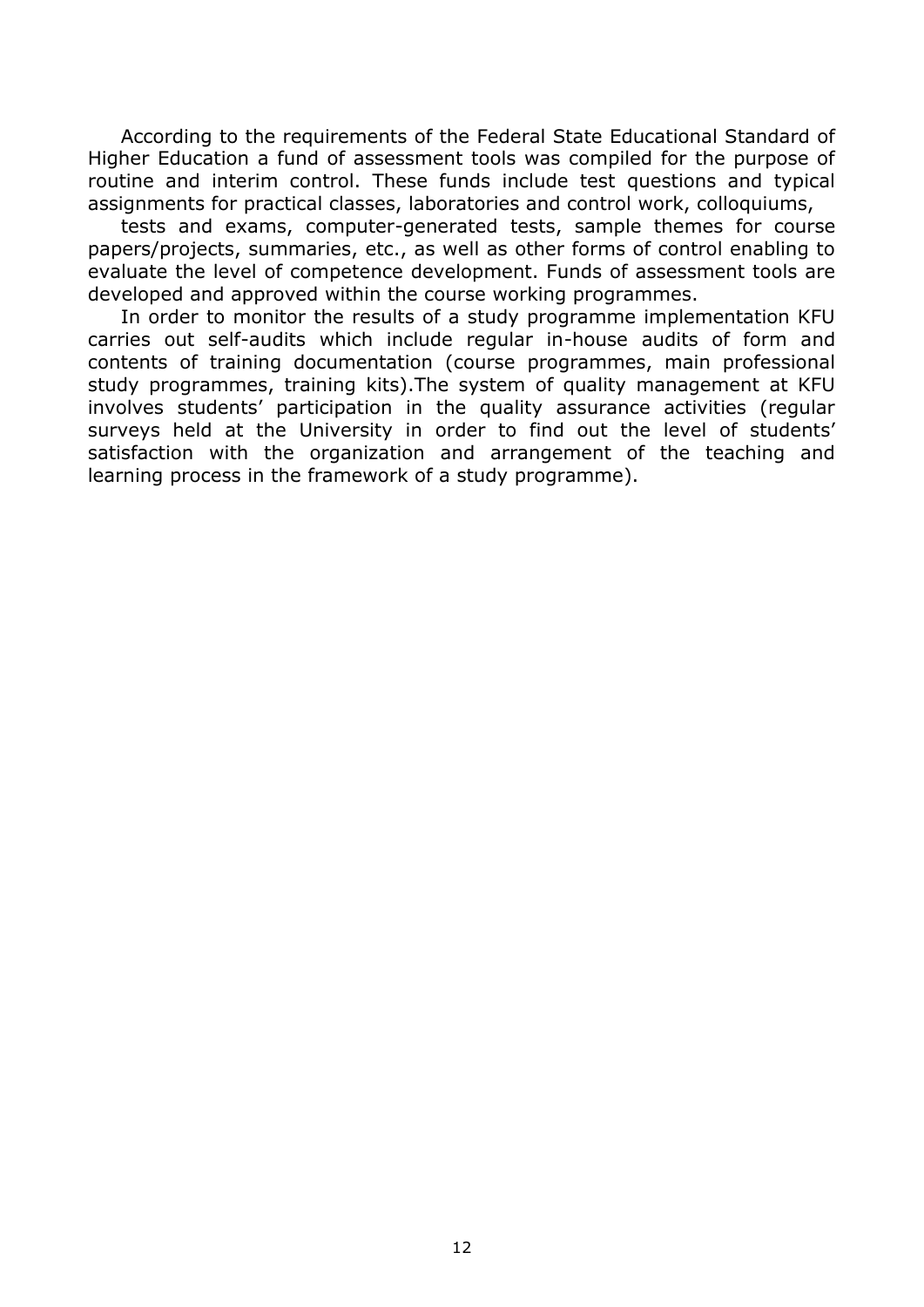According to the requirements of the Federal State Educational Standard of Higher Education a fund of assessment tools was compiled for the purpose of routine and interim control. These funds include test questions and typical assignments for practical classes, laboratories and control work, colloquiums,

tests and exams, computer-generated tests, sample themes for course papers/projects, summaries, etc., as well as other forms of control enabling to evaluate the level of competence development. Funds of assessment tools are developed and approved within the course working programmes.

In order to monitor the results of a study programme implementation KFU carries out self-audits which include regular in-house audits of form and contents of training documentation (course programmes, main professional study programmes, training kits).The system of quality management at KFU involves students' participation in the quality assurance activities (regular surveys held at the University in order to find out the level of students' satisfaction with the organization and arrangement of the teaching and learning process in the framework of a study programme).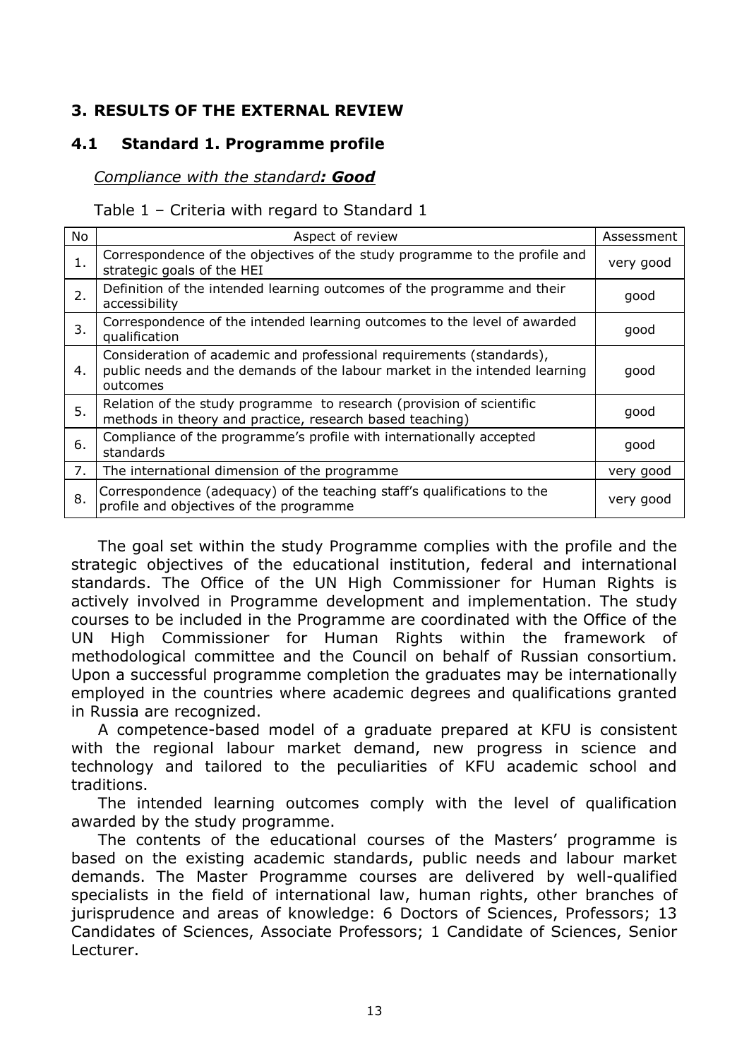# 3. RESULTS OF THE EXTERNAL REVIEW

## 4.1 Standard 1. Programme profile

*Compliance with the standard**: Good***

Table 1 – Criteria with regard to Standard 1

| No | Aspect of review | Assessment |
|---|---|---|
| 1. | Correspondence of the objectives of the study programme to the profile and strategic goals of the HEI | very good |
| 2. | Definition of the intended learning outcomes of the programme and their accessibility | good |
| 3. | Correspondence of the intended learning outcomes to the level of awarded qualification | good |
| 4. | Consideration of academic and professional requirements (standards), public needs and the demands of the labour market in the intended learning outcomes | good |
| 5. | Relation of the study programme to research (provision of scientific methods in theory and practice, research based teaching) | good |
| 6. | Compliance of the programme's profile with internationally accepted standards | good |
| 7. | The international dimension of the programme | very good |
| 8. | Correspondence (adequacy) of the teaching staff's qualifications to the profile and objectives of the programme | very good |

The goal set within the study Programme complies with the profile and the strategic objectives of the educational institution, federal and international standards. The Office of the UN High Commissioner for Human Rights is actively involved in Programme development and implementation. The study courses to be included in the Programme are coordinated with the Office of the UN High Commissioner for Human Rights within the framework of methodological committee and the Council on behalf of Russian consortium. Upon a successful programme completion the graduates may be internationally employed in the countries where academic degrees and qualifications granted in Russia are recognized.

A competence-based model of a graduate prepared at KFU is consistent with the regional labour market demand, new progress in science and technology and tailored to the peculiarities of KFU academic school and traditions.

The intended learning outcomes comply with the level of qualification awarded by the study programme.

The contents of the educational courses of the Masters' programme is based on the existing academic standards, public needs and labour market demands. The Master Programme courses are delivered by well-qualified specialists in the field of international law, human rights, other branches of jurisprudence and areas of knowledge: 6 Doctors of Sciences, Professors; 13 Candidates of Sciences, Associate Professors; 1 Candidate of Sciences, Senior Lecturer.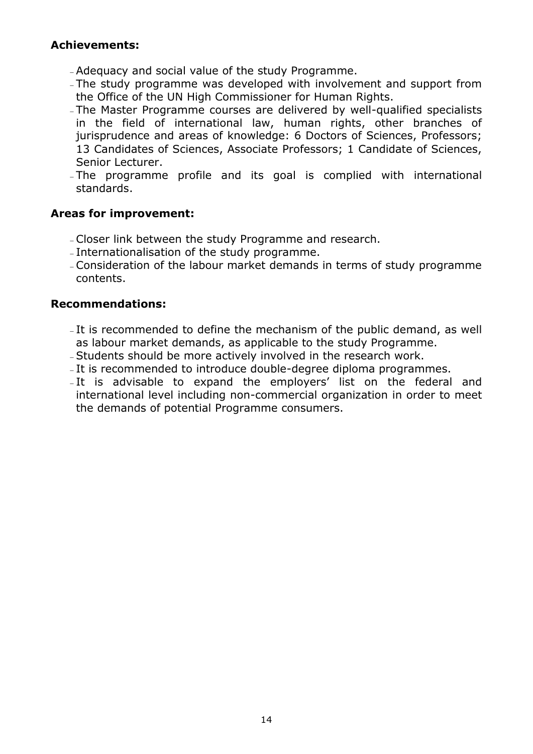**Achievements:**

- Adequacy and social value of the study Programme.
- The study programme was developed with involvement and support from the Office of the UN High Commissioner for Human Rights.
- The Master Programme courses are delivered by well-qualified specialists in the field of international law, human rights, other branches of jurisprudence and areas of knowledge: 6 Doctors of Sciences, Professors; 13 Candidates of Sciences, Associate Professors; 1 Candidate of Sciences, Senior Lecturer.
- The programme profile and its goal is complied with international standards.

**Areas for improvement:**

- Closer link between the study Programme and research.
- Internationalisation of the study programme.
- Consideration of the labour market demands in terms of study programme contents.

**Recommendations:**

- It is recommended to define the mechanism of the public demand, as well as labour market demands, as applicable to the study Programme.
- Students should be more actively involved in the research work.
- It is recommended to introduce double-degree diploma programmes.
- It is advisable to expand the employers' list on the federal and international level including non-commercial organization in order to meet the demands of potential Programme consumers.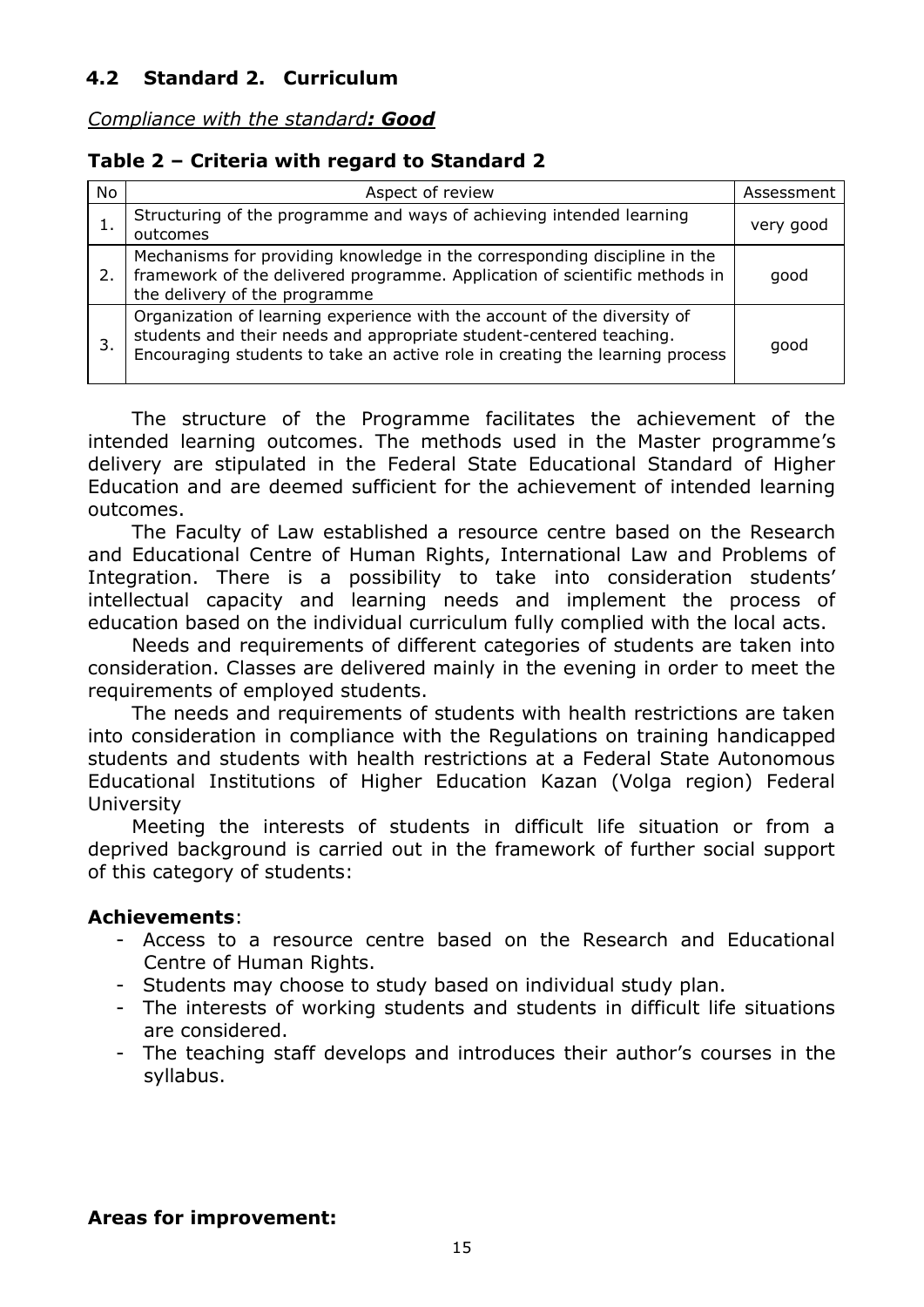## 4.2 Standard 2. Curriculum

*Compliance with the standard**: Good***

**Table 2 – Criteria with regard to Standard 2**

| No | Aspect of review | Assessment |
|---|---|---|
| 1. | Structuring of the programme and ways of achieving intended learning outcomes | very good |
| 2. | Mechanisms for providing knowledge in the corresponding discipline in the framework of the delivered programme. Application of scientific methods in the delivery of the programme | good |
| 3. | Organization of learning experience with the account of the diversity of students and their needs and appropriate student-centered teaching. Encouraging students to take an active role in creating the learning process | good |

The structure of the Programme facilitates the achievement of the intended learning outcomes. The methods used in the Master programme's delivery are stipulated in the Federal State Educational Standard of Higher Education and are deemed sufficient for the achievement of intended learning outcomes.

The Faculty of Law established a resource centre based on the Research and Educational Centre of Human Rights, International Law and Problems of Integration. There is a possibility to take into consideration students' intellectual capacity and learning needs and implement the process of education based on the individual curriculum fully complied with the local acts.

Needs and requirements of different categories of students are taken into consideration. Classes are delivered mainly in the evening in order to meet the requirements of employed students.

The needs and requirements of students with health restrictions are taken into consideration in compliance with the Regulations on training handicapped students and students with health restrictions at a Federal State Autonomous Educational Institutions of Higher Education Kazan (Volga region) Federal University

Meeting the interests of students in difficult life situation or from a deprived background is carried out in the framework of further social support of this category of students:

**Achievements**:

- Access to a resource centre based on the Research and Educational Centre of Human Rights.
- Students may choose to study based on individual study plan.
- The interests of working students and students in difficult life situations are considered.
- The teaching staff develops and introduces their author's courses in the syllabus.

**Areas for improvement:**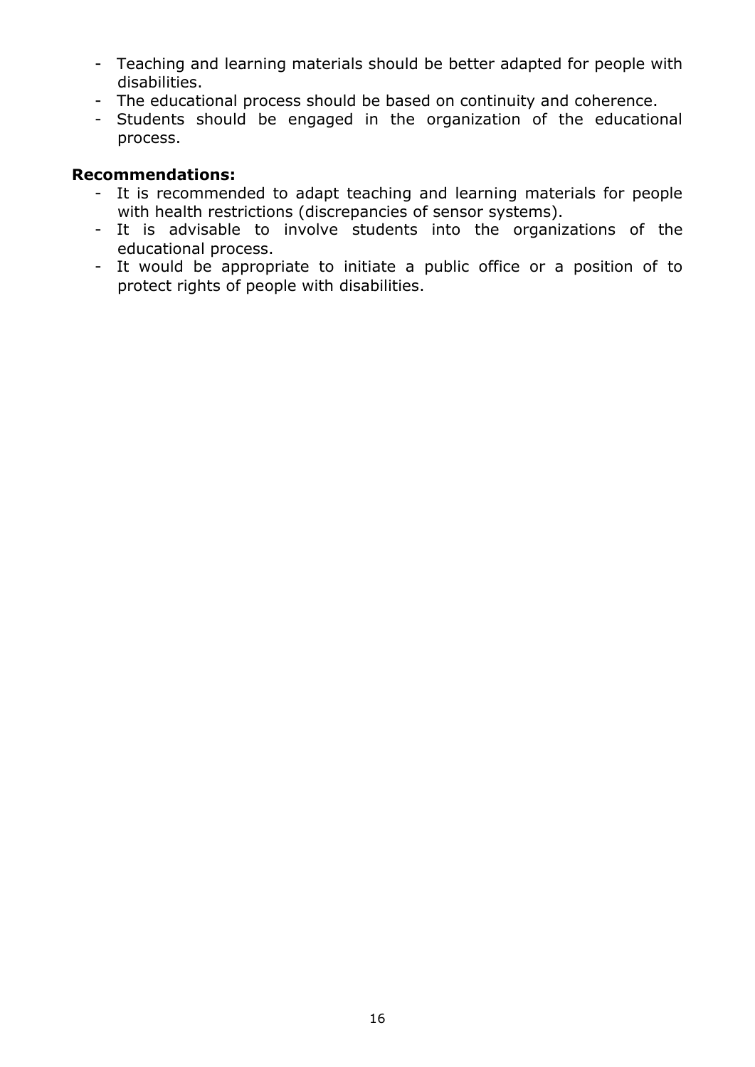- Teaching and learning materials should be better adapted for people with disabilities.
- The educational process should be based on continuity and coherence.
- Students should be engaged in the organization of the educational process.

**Recommendations:**

- It is recommended to adapt teaching and learning materials for people with health restrictions (discrepancies of sensor systems).
- It is advisable to involve students into the organizations of the educational process.
- It would be appropriate to initiate a public office or a position of to protect rights of people with disabilities.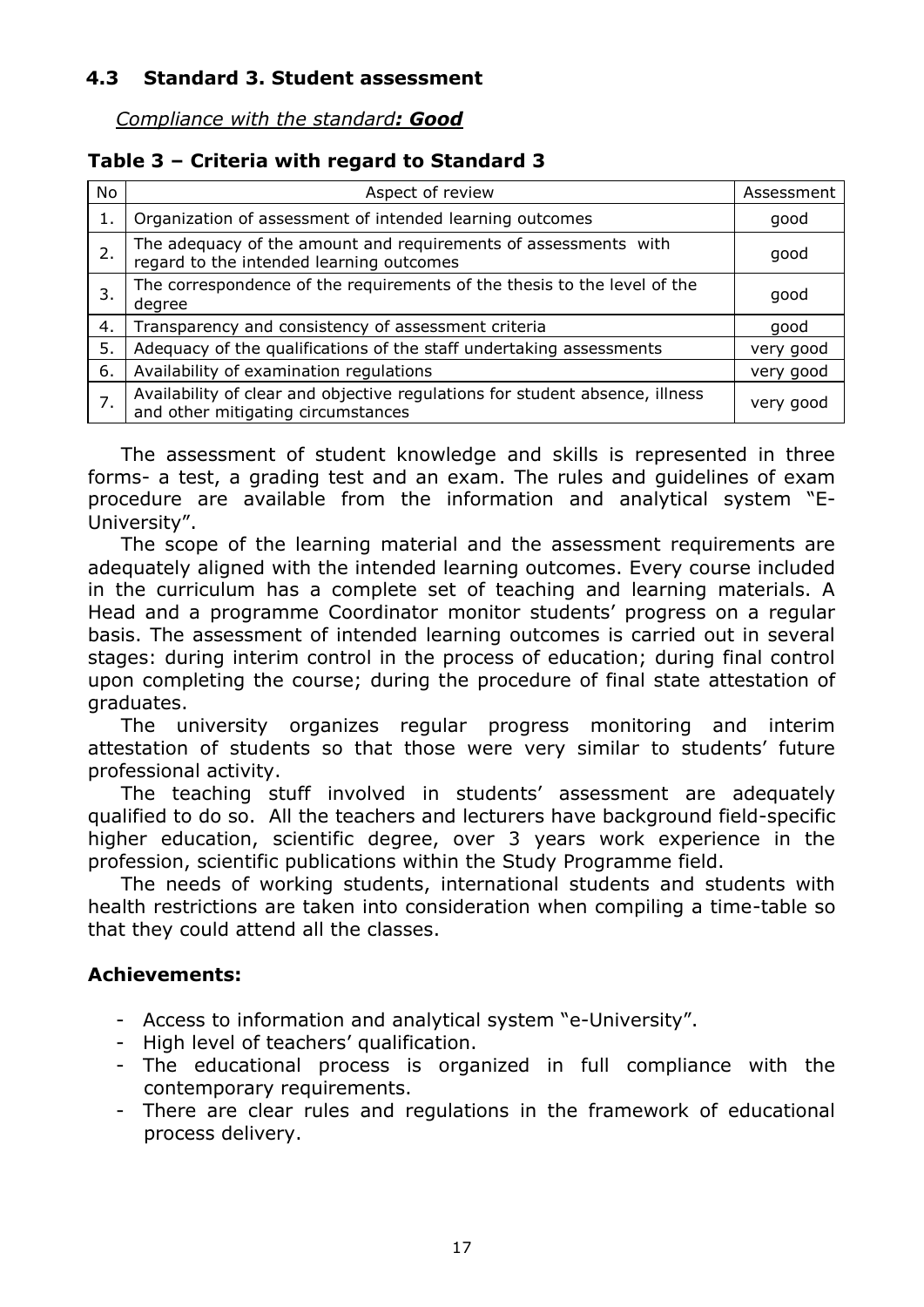### 4.3 Standard 3. Student assessment

*Compliance with the standard**: Good***

**Table 3 – Criteria with regard to Standard 3**

| No | Aspect of review | Assessment |
|---|---|---|
| 1. | Organization of assessment of intended learning outcomes | good |
| 2. | The adequacy of the amount and requirements of assessments with regard to the intended learning outcomes | good |
| 3. | The correspondence of the requirements of the thesis to the level of the degree | good |
| 4. | Transparency and consistency of assessment criteria | good |
| 5. | Adequacy of the qualifications of the staff undertaking assessments | very good |
| 6. | Availability of examination regulations | very good |
| 7. | Availability of clear and objective regulations for student absence, illness and other mitigating circumstances | very good |

The assessment of student knowledge and skills is represented in three forms- a test, a grading test and an exam. The rules and guidelines of exam procedure are available from the information and analytical system "E-University".

The scope of the learning material and the assessment requirements are adequately aligned with the intended learning outcomes. Every course included in the curriculum has a complete set of teaching and learning materials. A Head and a programme Coordinator monitor students' progress on a regular basis. The assessment of intended learning outcomes is carried out in several stages: during interim control in the process of education; during final control upon completing the course; during the procedure of final state attestation of graduates.

The university organizes regular progress monitoring and interim attestation of students so that those were very similar to students' future professional activity.

The teaching stuff involved in students' assessment are adequately qualified to do so. All the teachers and lecturers have background field-specific higher education, scientific degree, over 3 years work experience in the profession, scientific publications within the Study Programme field.

The needs of working students, international students and students with health restrictions are taken into consideration when compiling a time-table so that they could attend all the classes.

**Achievements:**

- Access to information and analytical system "e-University".
- High level of teachers' qualification.
- The educational process is organized in full compliance with the contemporary requirements.
- There are clear rules and regulations in the framework of educational process delivery.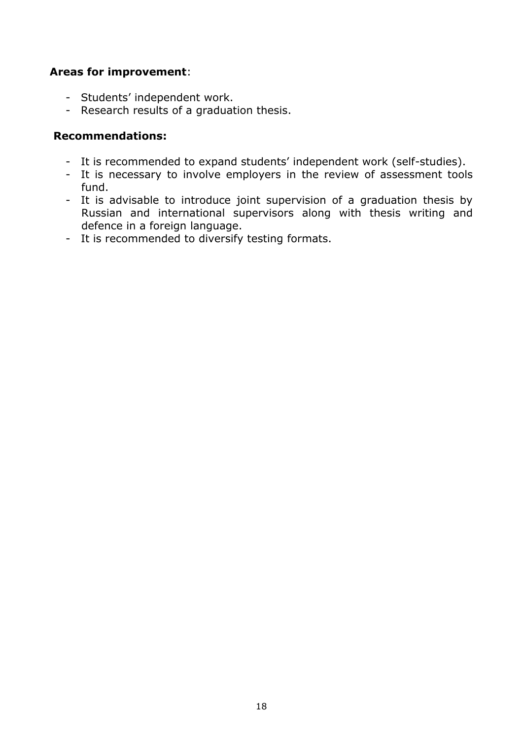**Areas for improvement**:

- Students' independent work.
- Research results of a graduation thesis.

**Recommendations:**

- It is recommended to expand students' independent work (self-studies).
- It is necessary to involve employers in the review of assessment tools fund.
- It is advisable to introduce joint supervision of a graduation thesis by Russian and international supervisors along with thesis writing and defence in a foreign language.
- It is recommended to diversify testing formats.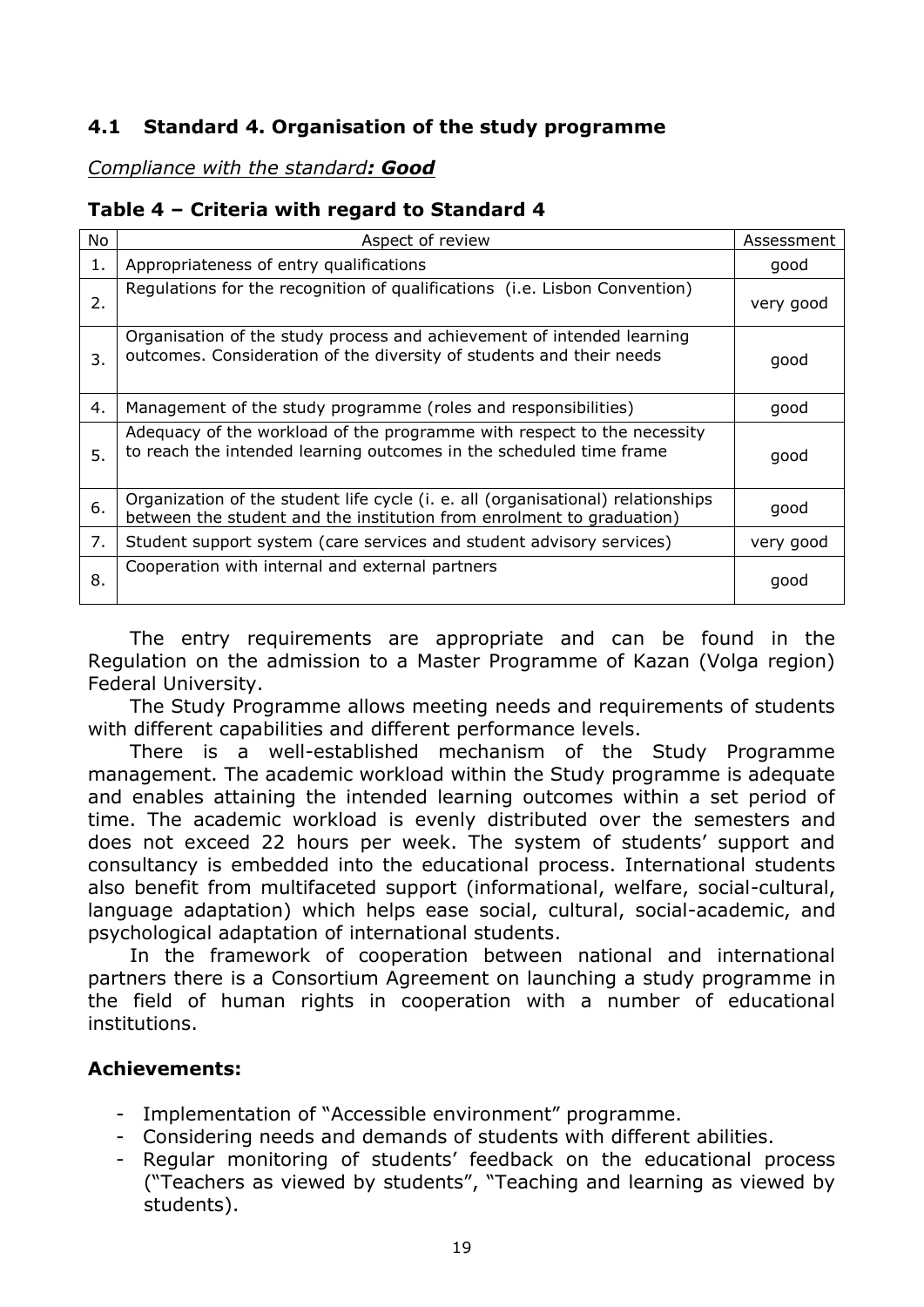## 4.1 Standard 4. Organisation of the study programme

*Compliance with the standard**: Good***

### Table 4 – Criteria with regard to Standard 4

| No | Aspect of review | Assessment |
|---|---|---|
| 1. | Appropriateness of entry qualifications | good |
| 2. | Regulations for the recognition of qualifications (i.e. Lisbon Convention) | very good |
| 3. | Organisation of the study process and achievement of intended learning outcomes. Consideration of the diversity of students and their needs | good |
| 4. | Management of the study programme (roles and responsibilities) | good |
| 5. | Adequacy of the workload of the programme with respect to the necessity to reach the intended learning outcomes in the scheduled time frame | good |
| 6. | Organization of the student life cycle (i. e. all (organisational) relationships between the student and the institution from enrolment to graduation) | good |
| 7. | Student support system (care services and student advisory services) | very good |
| 8. | Cooperation with internal and external partners | good |

The entry requirements are appropriate and can be found in the Regulation on the admission to a Master Programme of Kazan (Volga region) Federal University.

The Study Programme allows meeting needs and requirements of students with different capabilities and different performance levels.

There is a well-established mechanism of the Study Programme management. The academic workload within the Study programme is adequate and enables attaining the intended learning outcomes within a set period of time. The academic workload is evenly distributed over the semesters and does not exceed 22 hours per week. The system of students' support and consultancy is embedded into the educational process. International students also benefit from multifaceted support (informational, welfare, social-cultural, language adaptation) which helps ease social, cultural, social-academic, and psychological adaptation of international students.

In the framework of cooperation between national and international partners there is a Consortium Agreement on launching a study programme in the field of human rights in cooperation with a number of educational institutions.

**Achievements:**

- Implementation of "Accessible environment" programme.
- Considering needs and demands of students with different abilities.
- Regular monitoring of students' feedback on the educational process ("Teachers as viewed by students", "Teaching and learning as viewed by students).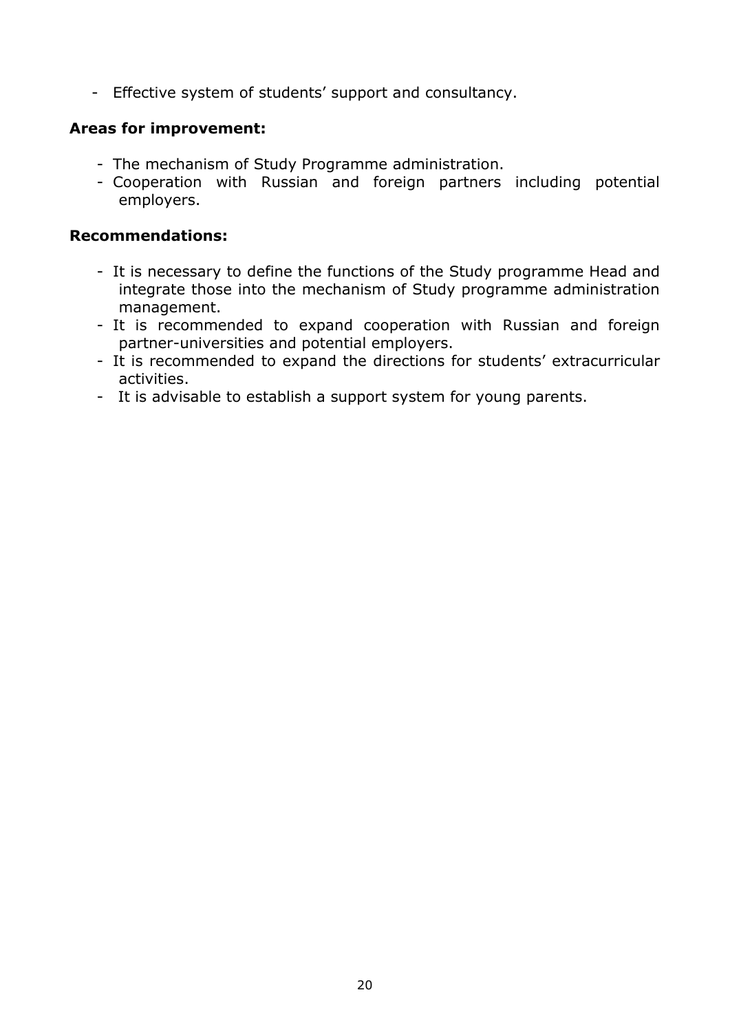- Effective system of students' support and consultancy.

**Areas for improvement:**

- The mechanism of Study Programme administration.
- Cooperation with Russian and foreign partners including potential employers.

**Recommendations:**

- It is necessary to define the functions of the Study programme Head and integrate those into the mechanism of Study programme administration management.
- It is recommended to expand cooperation with Russian and foreign partner-universities and potential employers.
- It is recommended to expand the directions for students' extracurricular activities.
- It is advisable to establish a support system for young parents.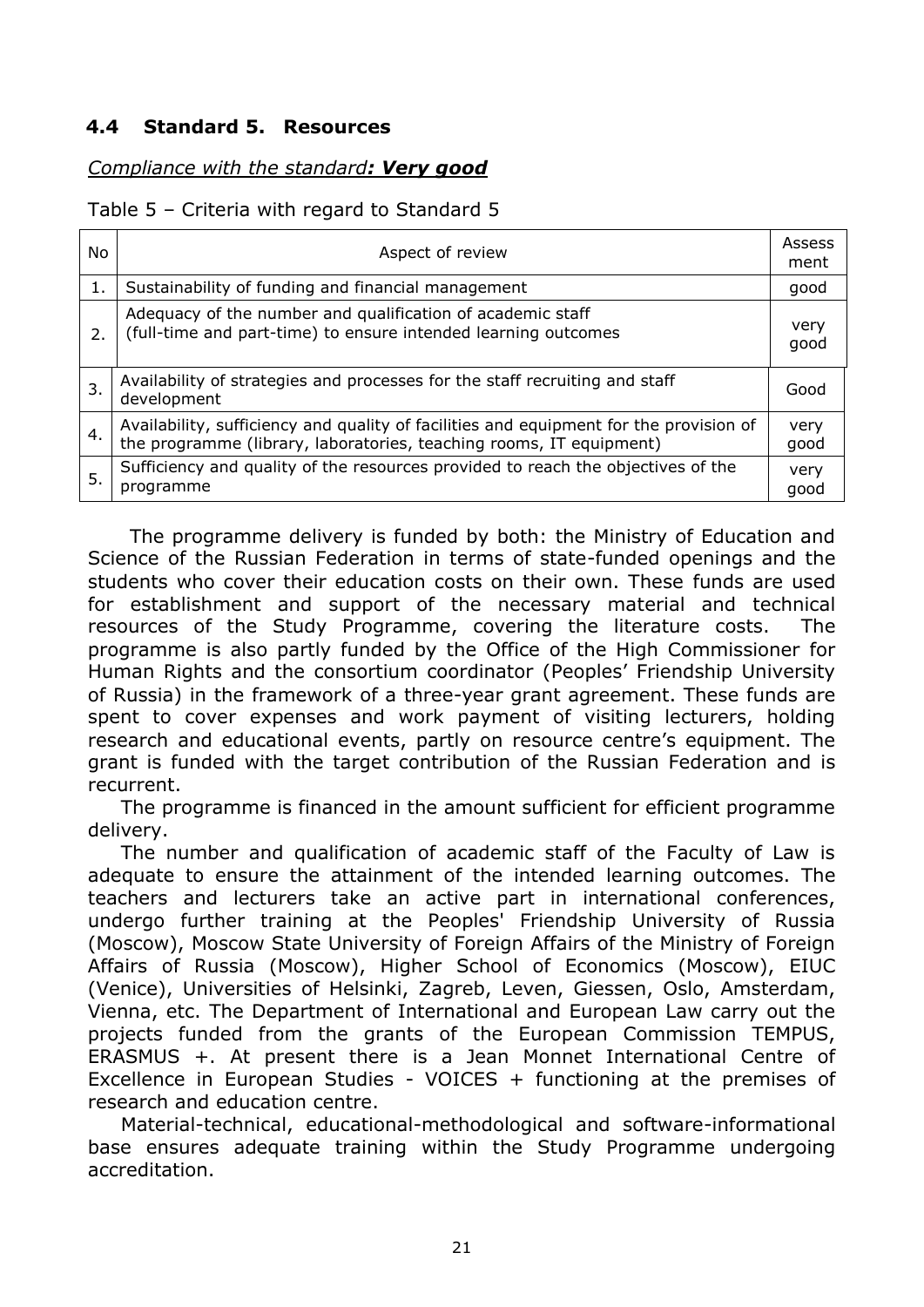## 4.4 Standard 5. Resources

*Compliance with the standard**: Very good***

Table 5 – Criteria with regard to Standard 5

| No | Aspect of review | Assessment |
|---|---|---|
| 1. | Sustainability of funding and financial management | good |
| 2. | Adequacy of the number and qualification of academic staff (full-time and part-time) to ensure intended learning outcomes | very good |
| 3. | Availability of strategies and processes for the staff recruiting and staff development | Good |
| 4. | Availability, sufficiency and quality of facilities and equipment for the provision of the programme (library, laboratories, teaching rooms, IT equipment) | very good |
| 5. | Sufficiency and quality of the resources provided to reach the objectives of the programme | very good |

The programme delivery is funded by both: the Ministry of Education and Science of the Russian Federation in terms of state-funded openings and the students who cover their education costs on their own. These funds are used for establishment and support of the necessary material and technical resources of the Study Programme, covering the literature costs. The programme is also partly funded by the Office of the High Commissioner for Human Rights and the consortium coordinator (Peoples' Friendship University of Russia) in the framework of a three-year grant agreement. These funds are spent to cover expenses and work payment of visiting lecturers, holding research and educational events, partly on resource centre's equipment. The grant is funded with the target contribution of the Russian Federation and is recurrent.

The programme is financed in the amount sufficient for efficient programme delivery.

The number and qualification of academic staff of the Faculty of Law is adequate to ensure the attainment of the intended learning outcomes. The teachers and lecturers take an active part in international conferences, undergo further training at the Peoples' Friendship University of Russia (Moscow), Moscow State University of Foreign Affairs of the Ministry of Foreign Affairs of Russia (Moscow), Higher School of Economics (Moscow), EIUC (Venice), Universities of Helsinki, Zagreb, Leven, Giessen, Oslo, Amsterdam, Vienna, etc. The Department of International and European Law carry out the projects funded from the grants of the European Commission TEMPUS, ERASMUS +. At present there is a Jean Monnet International Centre of Excellence in European Studies - VOICES + functioning at the premises of research and education centre.

Material-technical, educational-methodological and software-informational base ensures adequate training within the Study Programme undergoing accreditation.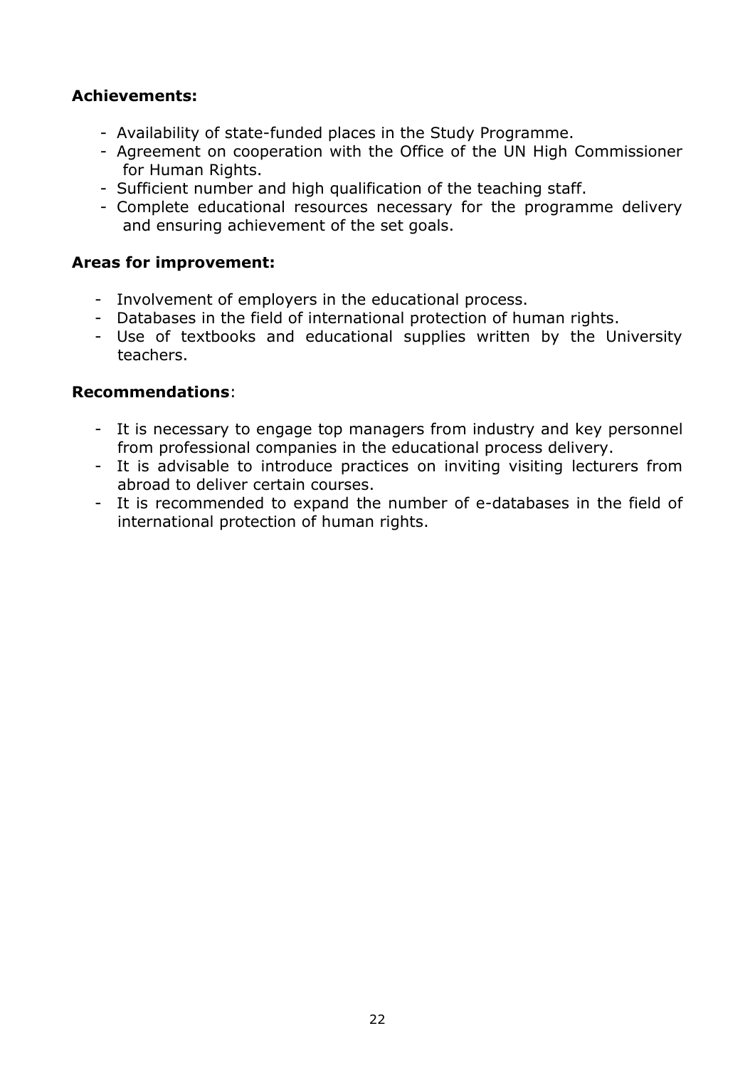**Achievements:**

- Availability of state-funded places in the Study Programme.
- Agreement on cooperation with the Office of the UN High Commissioner for Human Rights.
- Sufficient number and high qualification of the teaching staff.
- Complete educational resources necessary for the programme delivery and ensuring achievement of the set goals.

**Areas for improvement:**

- Involvement of employers in the educational process.
- Databases in the field of international protection of human rights.
- Use of textbooks and educational supplies written by the University teachers.

**Recommendations**:

- It is necessary to engage top managers from industry and key personnel from professional companies in the educational process delivery.
- It is advisable to introduce practices on inviting visiting lecturers from abroad to deliver certain courses.
- It is recommended to expand the number of e-databases in the field of international protection of human rights.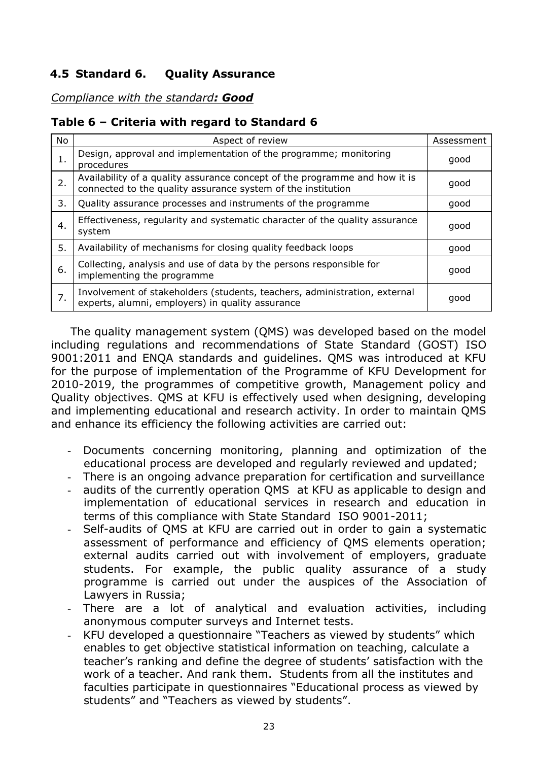## 4.5 Standard 6. Quality Assurance

*Compliance with the standard**: Good***

**Table 6 – Criteria with regard to Standard 6**

| No | Aspect of review | Assessment |
|---|---|---|
| 1. | Design, approval and implementation of the programme; monitoring procedures | good |
| 2. | Availability of a quality assurance concept of the programme and how it is connected to the quality assurance system of the institution | good |
| 3. | Quality assurance processes and instruments of the programme | good |
| 4. | Effectiveness, regularity and systematic character of the quality assurance system | good |
| 5. | Availability of mechanisms for closing quality feedback loops | good |
| 6. | Collecting, analysis and use of data by the persons responsible for implementing the programme | good |
| 7. | Involvement of stakeholders (students, teachers, administration, external experts, alumni, employers) in quality assurance | good |

The quality management system (QMS) was developed based on the model including regulations and recommendations of State Standard (GOST) ISO 9001:2011 and ENQA standards and guidelines. QMS was introduced at KFU for the purpose of implementation of the Programme of KFU Development for 2010-2019, the programmes of competitive growth, Management policy and Quality objectives. QMS at KFU is effectively used when designing, developing and implementing educational and research activity. In order to maintain QMS and enhance its efficiency the following activities are carried out:

- Documents concerning monitoring, planning and optimization of the educational process are developed and regularly reviewed and updated;
- There is an ongoing advance preparation for certification and surveillance
- audits of the currently operation QMS at KFU as applicable to design and implementation of educational services in research and education in terms of this compliance with State Standard ISO 9001-2011;
- Self-audits of QMS at KFU are carried out in order to gain a systematic assessment of performance and efficiency of QMS elements operation; external audits carried out with involvement of employers, graduate students. For example, the public quality assurance of a study programme is carried out under the auspices of the Association of Lawyers in Russia;
- There are a lot of analytical and evaluation activities, including anonymous computer surveys and Internet tests.
- KFU developed a questionnaire "Teachers as viewed by students" which enables to get objective statistical information on teaching, calculate a teacher's ranking and define the degree of students' satisfaction with the work of a teacher. And rank them. Students from all the institutes and faculties participate in questionnaires "Educational process as viewed by students" and "Teachers as viewed by students".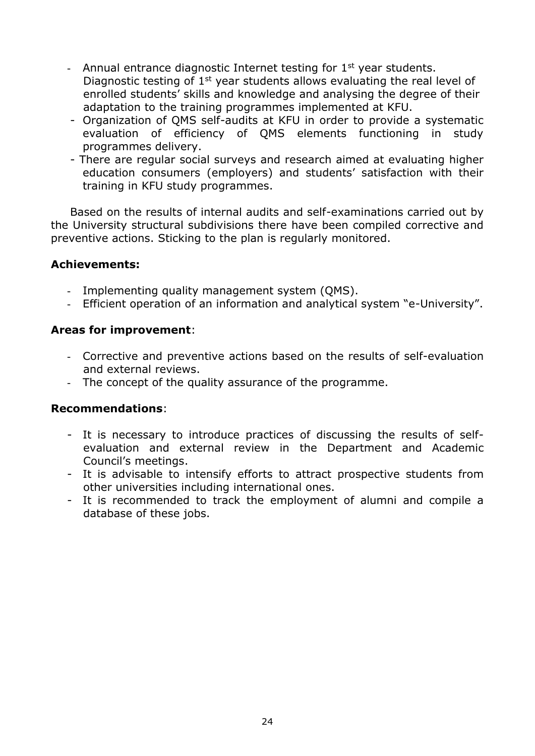- Annual entrance diagnostic Internet testing for 1st year students. Diagnostic testing of 1st year students allows evaluating the real level of enrolled students' skills and knowledge and analysing the degree of their adaptation to the training programmes implemented at KFU.
- Organization of QMS self-audits at KFU in order to provide a systematic evaluation of efficiency of QMS elements functioning in study programmes delivery.
- There are regular social surveys and research aimed at evaluating higher education consumers (employers) and students' satisfaction with their training in KFU study programmes.

Based on the results of internal audits and self-examinations carried out by the University structural subdivisions there have been compiled corrective and preventive actions. Sticking to the plan is regularly monitored.

**Achievements:**

- Implementing quality management system (QMS).
- Efficient operation of an information and analytical system "e-University".

**Areas for improvement**:

- Corrective and preventive actions based on the results of self-evaluation and external reviews.
- The concept of the quality assurance of the programme.

**Recommendations**:

- It is necessary to introduce practices of discussing the results of self-evaluation and external review in the Department and Academic Council's meetings.
- It is advisable to intensify efforts to attract prospective students from other universities including international ones.
- It is recommended to track the employment of alumni and compile a database of these jobs.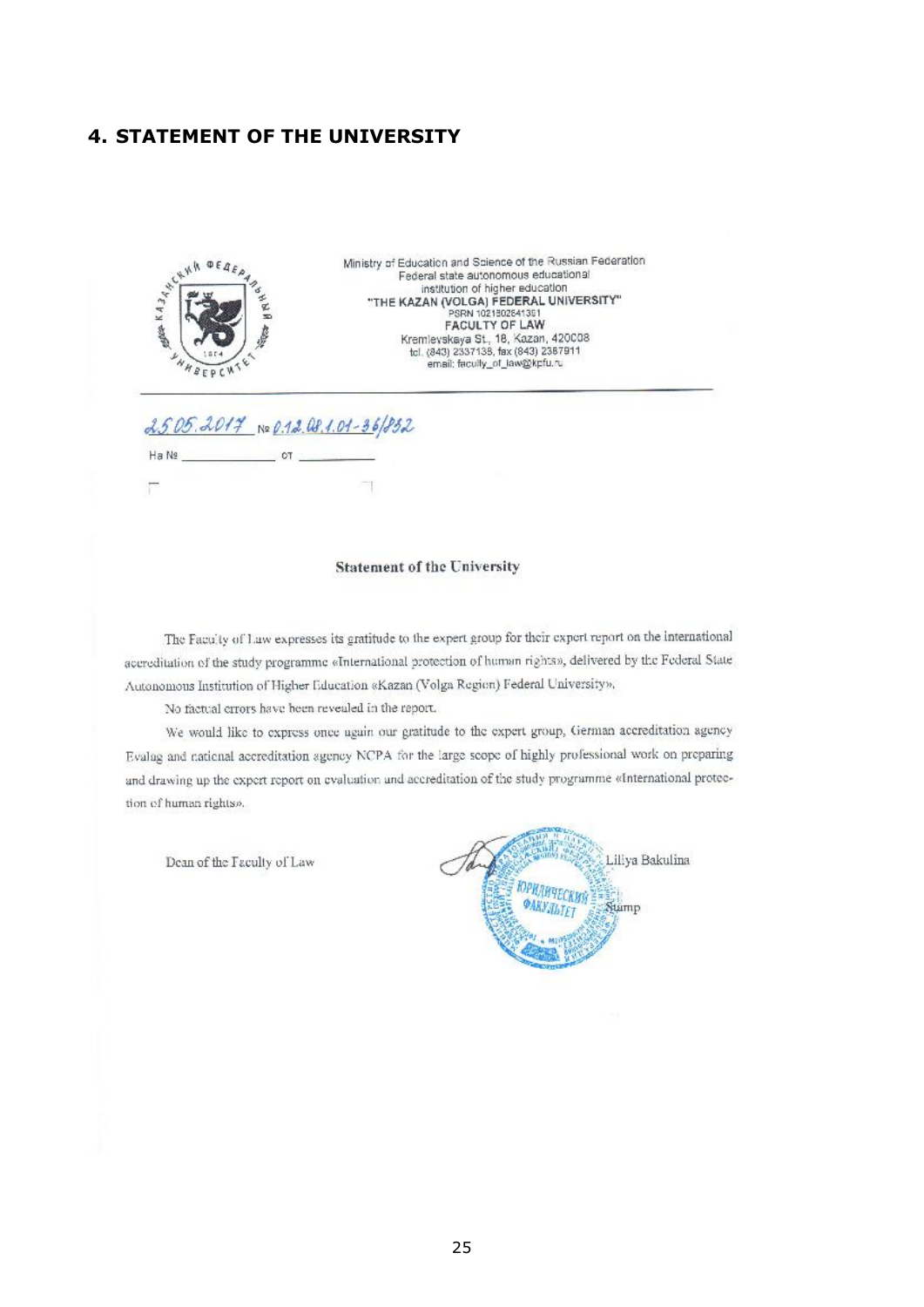## 4. STATEMENT OF THE UNIVERSITY

Ministry of Education and Science of the Russian Federation
Federal state autonomous educational
institution of higher education
"THE KAZAN (VOLGA) FEDERAL UNIVERSITY"
PSRN 1021602841391
FACULTY OF LAW
Kremlevskaya St., 18, Kazan, 420008
tel. (843) 2337138, fax (843) 2387911
email: faculty_of_law@kpfu.ru

25.05.2017 № 0.12.08.1.01-36/852

На № ____________ от ____________

### Statement of the University

The Faculty of Law expresses its gratitude to the expert group for their expert report on the international accreditation of the study programme «International protection of human rights», delivered by the Federal State Autonomous Institution of Higher Education «Kazan (Volga Region) Federal University».

No factual errors have been revealed in the report.

We would like to express once again our gratitude to the expert group, German accreditation agency Evalag and national accreditation agency NCPA for the large scope of highly professional work on preparing and drawing up the expert report on evaluation and accreditation of the study programme «International protection of human rights».

Dean of the Faculty of Law Liliya Bakulina

Stamp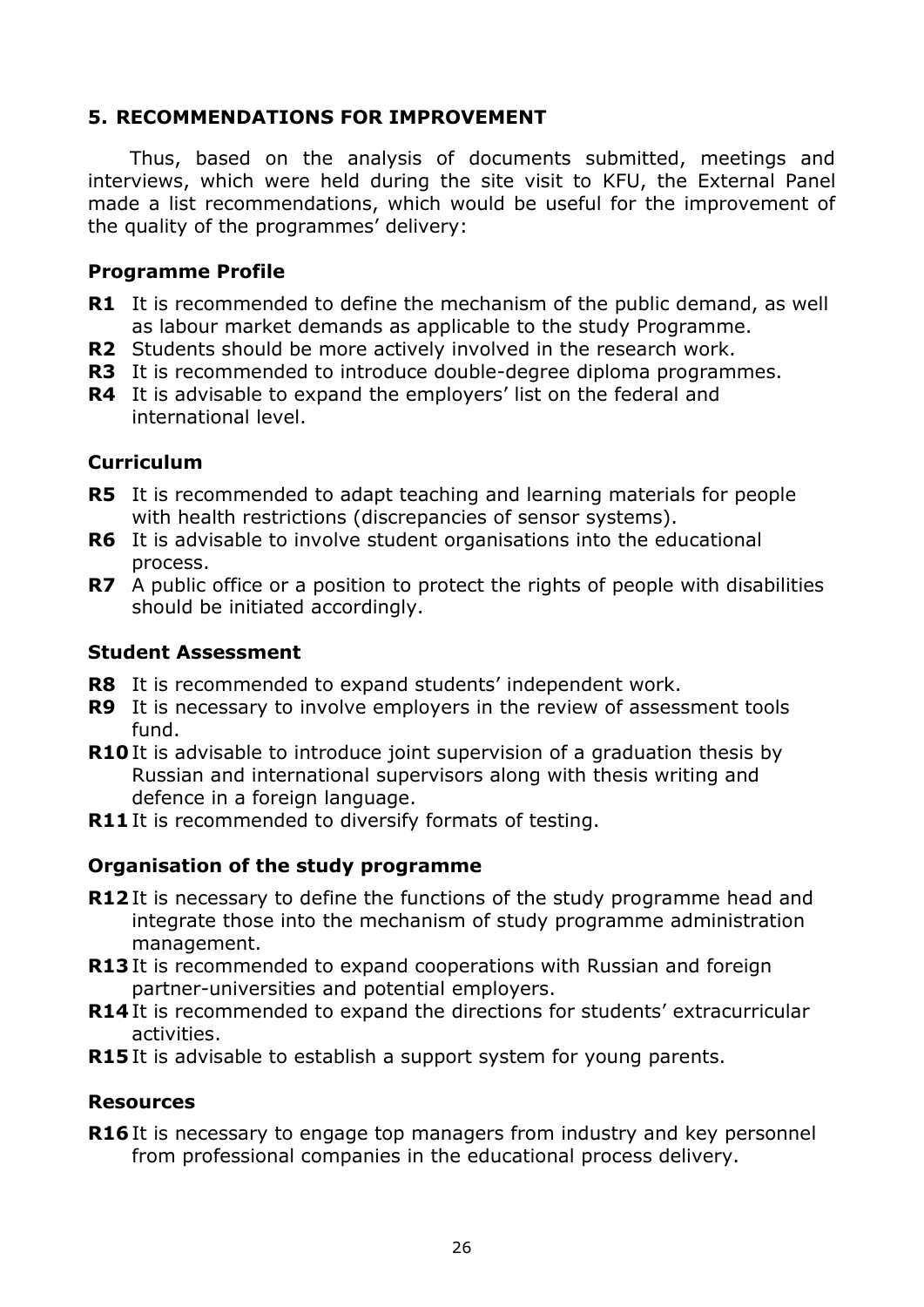## 5. RECOMMENDATIONS FOR IMPROVEMENT

Thus, based on the analysis of documents submitted, meetings and interviews, which were held during the site visit to KFU, the External Panel made a list recommendations, which would be useful for the improvement of the quality of the programmes' delivery:

### Programme Profile

**R1** It is recommended to define the mechanism of the public demand, as well as labour market demands as applicable to the study Programme.
**R2** Students should be more actively involved in the research work.
**R3** It is recommended to introduce double-degree diploma programmes.
**R4** It is advisable to expand the employers' list on the federal and international level.

### Curriculum

**R5** It is recommended to adapt teaching and learning materials for people with health restrictions (discrepancies of sensor systems).
**R6** It is advisable to involve student organisations into the educational process.
**R7** A public office or a position to protect the rights of people with disabilities should be initiated accordingly.

### Student Assessment

**R8** It is recommended to expand students' independent work.
**R9** It is necessary to involve employers in the review of assessment tools fund.
**R10** It is advisable to introduce joint supervision of a graduation thesis by Russian and international supervisors along with thesis writing and defence in a foreign language.
**R11** It is recommended to diversify formats of testing.

### Organisation of the study programme

**R12** It is necessary to define the functions of the study programme head and integrate those into the mechanism of study programme administration management.
**R13** It is recommended to expand cooperations with Russian and foreign partner-universities and potential employers.
**R14** It is recommended to expand the directions for students' extracurricular activities.
**R15** It is advisable to establish a support system for young parents.

### Resources

**R16** It is necessary to engage top managers from industry and key personnel from professional companies in the educational process delivery.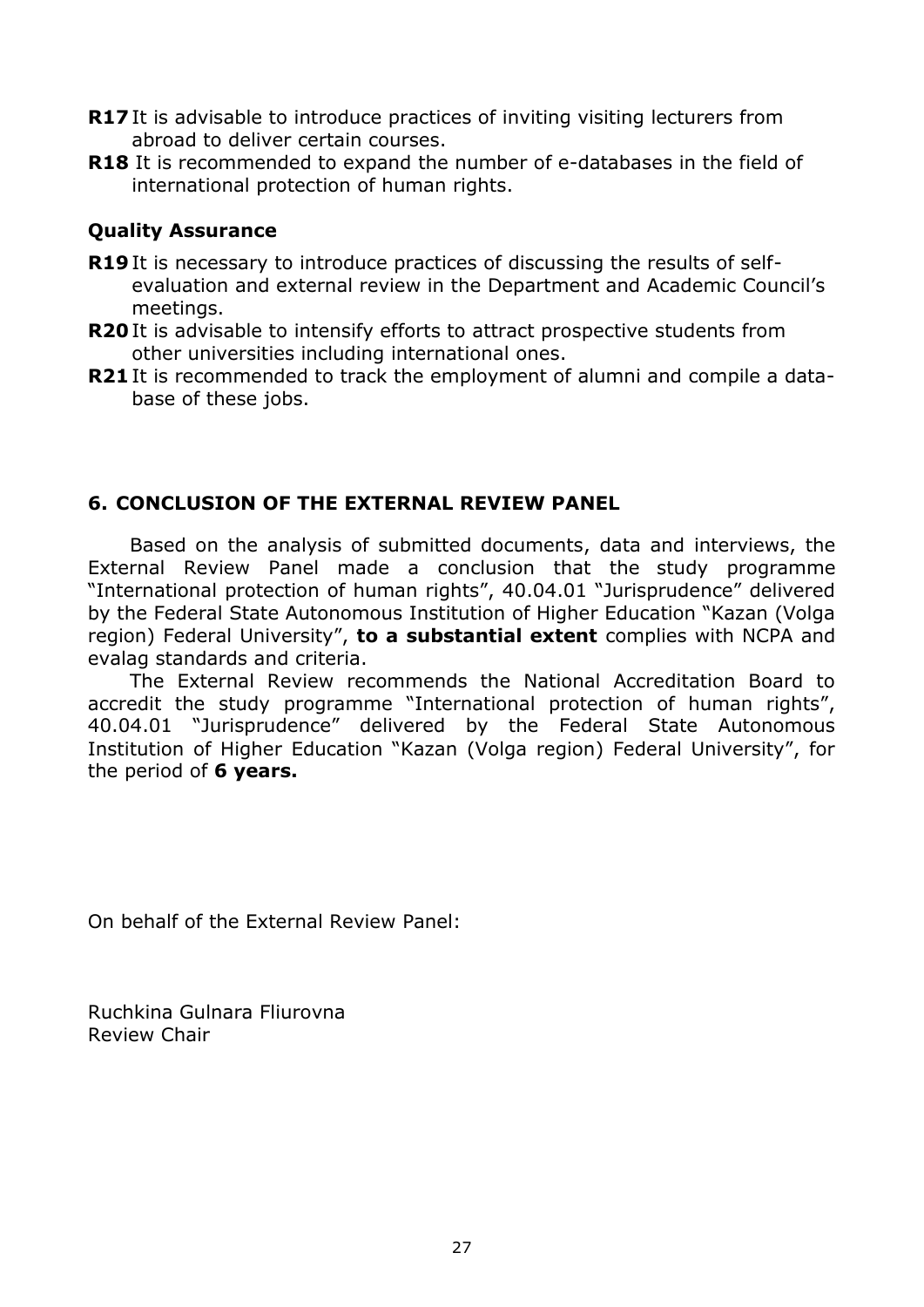**R17** It is advisable to introduce practices of inviting visiting lecturers from abroad to deliver certain courses.

**R18** It is recommended to expand the number of e-databases in the field of international protection of human rights.

### Quality Assurance

**R19** It is necessary to introduce practices of discussing the results of self-evaluation and external review in the Department and Academic Council's meetings.

**R20** It is advisable to intensify efforts to attract prospective students from other universities including international ones.

**R21** It is recommended to track the employment of alumni and compile a data-base of these jobs.

## 6. CONCLUSION OF THE EXTERNAL REVIEW PANEL

Based on the analysis of submitted documents, data and interviews, the External Review Panel made a conclusion that the study programme "International protection of human rights", 40.04.01 "Jurisprudence" delivered by the Federal State Autonomous Institution of Higher Education "Kazan (Volga region) Federal University", **to a substantial extent** complies with NCPA and evalag standards and criteria.

The External Review recommends the National Accreditation Board to accredit the study programme "International protection of human rights", 40.04.01 "Jurisprudence" delivered by the Federal State Autonomous Institution of Higher Education "Kazan (Volga region) Federal University", for the period of **6 years.**

On behalf of the External Review Panel:

Ruchkina Gulnara Fliurovna
Review Chair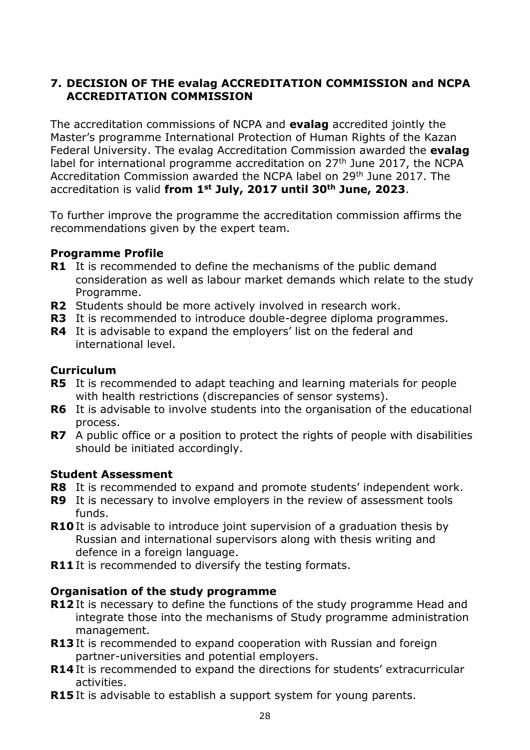## 7. DECISION OF THE evalag ACCREDITATION COMMISSION and NCPA ACCREDITATION COMMISSION

The accreditation commissions of NCPA and **evalag** accredited jointly the Master's programme International Protection of Human Rights of the Kazan Federal University. The evalag Accreditation Commission awarded the **evalag** label for international programme accreditation on 27th June 2017, the NCPA Accreditation Commission awarded the NCPA label on 29th June 2017. The accreditation is valid **from 1st July, 2017 until 30th June, 2023**.

To further improve the programme the accreditation commission affirms the recommendations given by the expert team.

### Programme Profile

- **R1** It is recommended to define the mechanisms of the public demand consideration as well as labour market demands which relate to the study Programme.
- **R2** Students should be more actively involved in research work.
- **R3** It is recommended to introduce double-degree diploma programmes.
- **R4** It is advisable to expand the employers' list on the federal and international level.

### Curriculum

- **R5** It is recommended to adapt teaching and learning materials for people with health restrictions (discrepancies of sensor systems).
- **R6** It is advisable to involve students into the organisation of the educational process.
- **R7** A public office or a position to protect the rights of people with disabilities should be initiated accordingly.

### Student Assessment

- **R8** It is recommended to expand and promote students' independent work.
- **R9** It is necessary to involve employers in the review of assessment tools funds.
- **R10** It is advisable to introduce joint supervision of a graduation thesis by Russian and international supervisors along with thesis writing and defence in a foreign language.
- **R11** It is recommended to diversify the testing formats.

### Organisation of the study programme

- **R12** It is necessary to define the functions of the study programme Head and integrate those into the mechanisms of Study programme administration management.
- **R13** It is recommended to expand cooperation with Russian and foreign partner-universities and potential employers.
- **R14** It is recommended to expand the directions for students' extracurricular activities.
- **R15** It is advisable to establish a support system for young parents.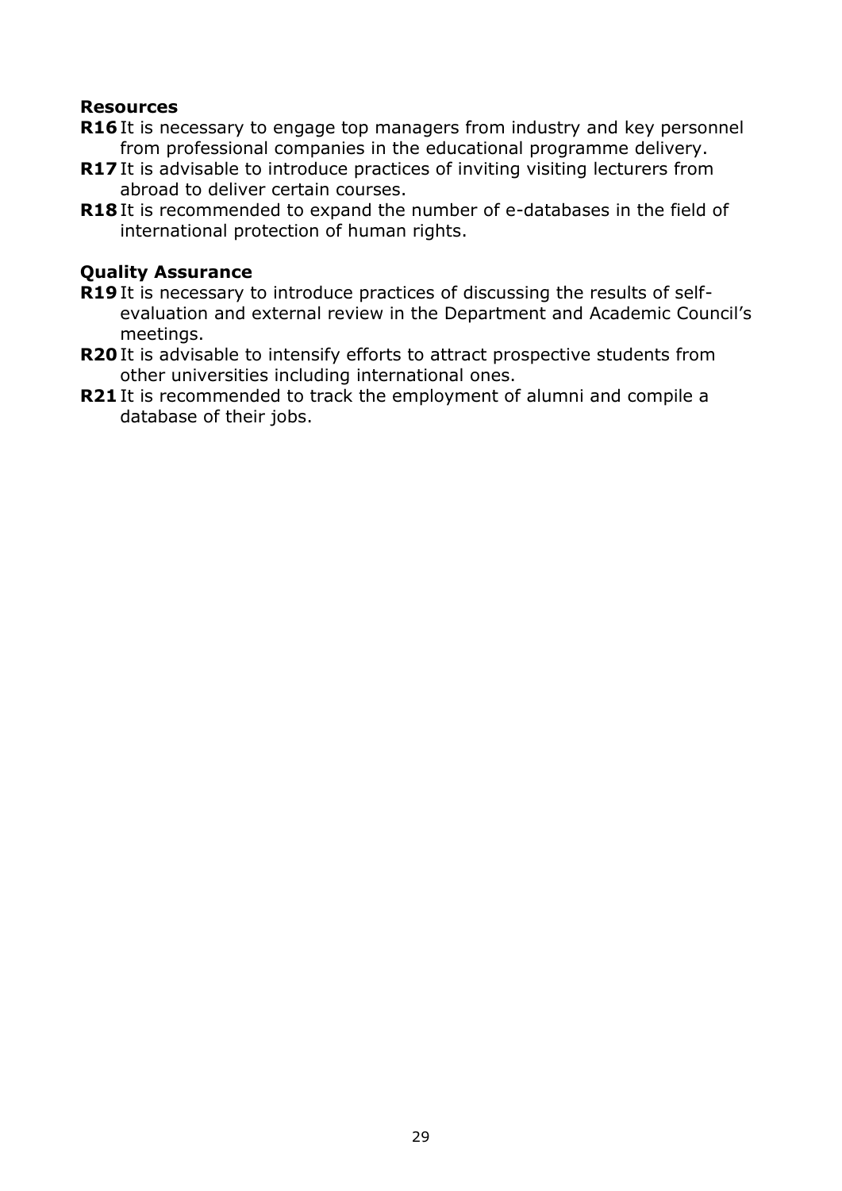### Resources

**R16** It is necessary to engage top managers from industry and key personnel from professional companies in the educational programme delivery.

**R17** It is advisable to introduce practices of inviting visiting lecturers from abroad to deliver certain courses.

**R18** It is recommended to expand the number of e-databases in the field of international protection of human rights.

### Quality Assurance

**R19** It is necessary to introduce practices of discussing the results of self-evaluation and external review in the Department and Academic Council's meetings.

**R20** It is advisable to intensify efforts to attract prospective students from other universities including international ones.

**R21** It is recommended to track the employment of alumni and compile a database of their jobs.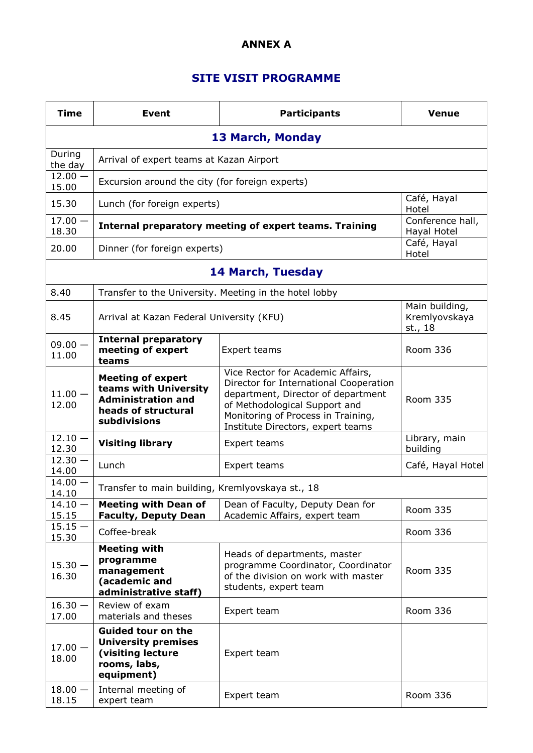**ANNEX A**

## SITE VISIT PROGRAMME

| Time | Event | Participants | Venue |
|---|---|---|---|
| **13 March, Monday** | | | |
| During the day | Arrival of expert teams at Kazan Airport | | |
| 12.00 — 15.00 | Excursion around the city (for foreign experts) | | |
| 15.30 | Lunch (for foreign experts) | | Café, Hayal Hotel |
| 17.00 — 18.30 | **Internal preparatory meeting of expert teams. Training** | | Conference hall, Hayal Hotel |
| 20.00 | Dinner (for foreign experts) | | Café, Hayal Hotel |
| **14 March, Tuesday** | | | |
| 8.40 | Transfer to the University. Meeting in the hotel lobby | | |
| 8.45 | Arrival at Kazan Federal University (KFU) | | Main building, Kremlyovskaya st., 18 |
| 09.00 — 11.00 | **Internal preparatory meeting of expert teams** | Expert teams | Room 336 |
| 11.00 — 12.00 | **Meeting of expert teams with University Administration and heads of structural subdivisions** | Vice Rector for Academic Affairs, Director for International Cooperation department, Director of department of Methodological Support and Monitoring of Process in Training, Institute Directors, expert teams | Room 335 |
| 12.10 — 12.30 | **Visiting library** | Expert teams | Library, main building |
| 12.30 — 14.00 | Lunch | Expert teams | Café, Hayal Hotel |
| 14.00 — 14.10 | Transfer to main building, Kremlyovskaya st., 18 | | |
| 14.10 — 15.15 | **Meeting with Dean of Faculty, Deputy Dean** | Dean of Faculty, Deputy Dean for Academic Affairs, expert team | Room 335 |
| 15.15 — 15.30 | Coffee-break | | Room 336 |
| 15.30 — 16.30 | **Meeting with programme management (academic and administrative staff)** | Heads of departments, master programme Coordinator, Coordinator of the division on work with master students, expert team | Room 335 |
| 16.30 — 17.00 | Review of exam materials and theses | Expert team | Room 336 |
| 17.00 — 18.00 | **Guided tour on the University premises (visiting lecture rooms, labs, equipment)** | Expert team | |
| 18.00 — 18.15 | Internal meeting of expert team | Expert team | Room 336 |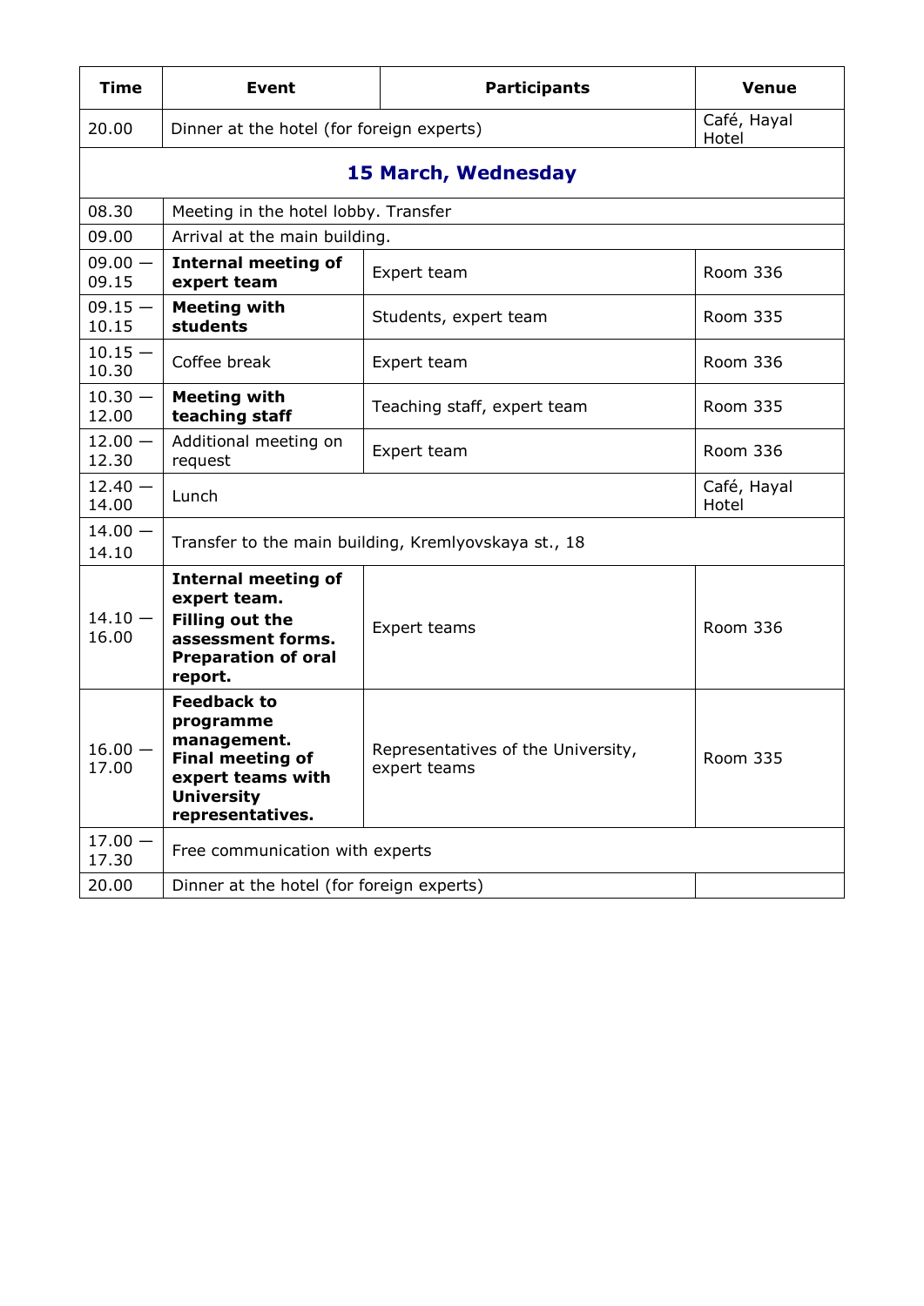| Time | Event | Participants | Venue |
|---|---|---|---|
| 20.00 | Dinner at the hotel (for foreign experts) | | Café, Hayal Hotel |
| **15 March, Wednesday** | | | |
| 08.30 | Meeting in the hotel lobby. Transfer | | |
| 09.00 | Arrival at the main building. | | |
| 09.00 — 09.15 | **Internal meeting of expert team** | Expert team | Room 336 |
| 09.15 — 10.15 | **Meeting with students** | Students, expert team | Room 335 |
| 10.15 — 10.30 | Coffee break | Expert team | Room 336 |
| 10.30 — 12.00 | **Meeting with teaching staff** | Teaching staff, expert team | Room 335 |
| 12.00 — 12.30 | Additional meeting on request | Expert team | Room 336 |
| 12.40 — 14.00 | Lunch | | Café, Hayal Hotel |
| 14.00 — 14.10 | Transfer to the main building, Kremlyovskaya st., 18 | | |
| 14.10 — 16.00 | **Internal meeting of expert team. Filling out the assessment forms. Preparation of oral report.** | Expert teams | Room 336 |
| 16.00 — 17.00 | **Feedback to programme management. Final meeting of expert teams with University representatives.** | Representatives of the University, expert teams | Room 335 |
| 17.00 — 17.30 | Free communication with experts | | |
| 20.00 | Dinner at the hotel (for foreign experts) | | |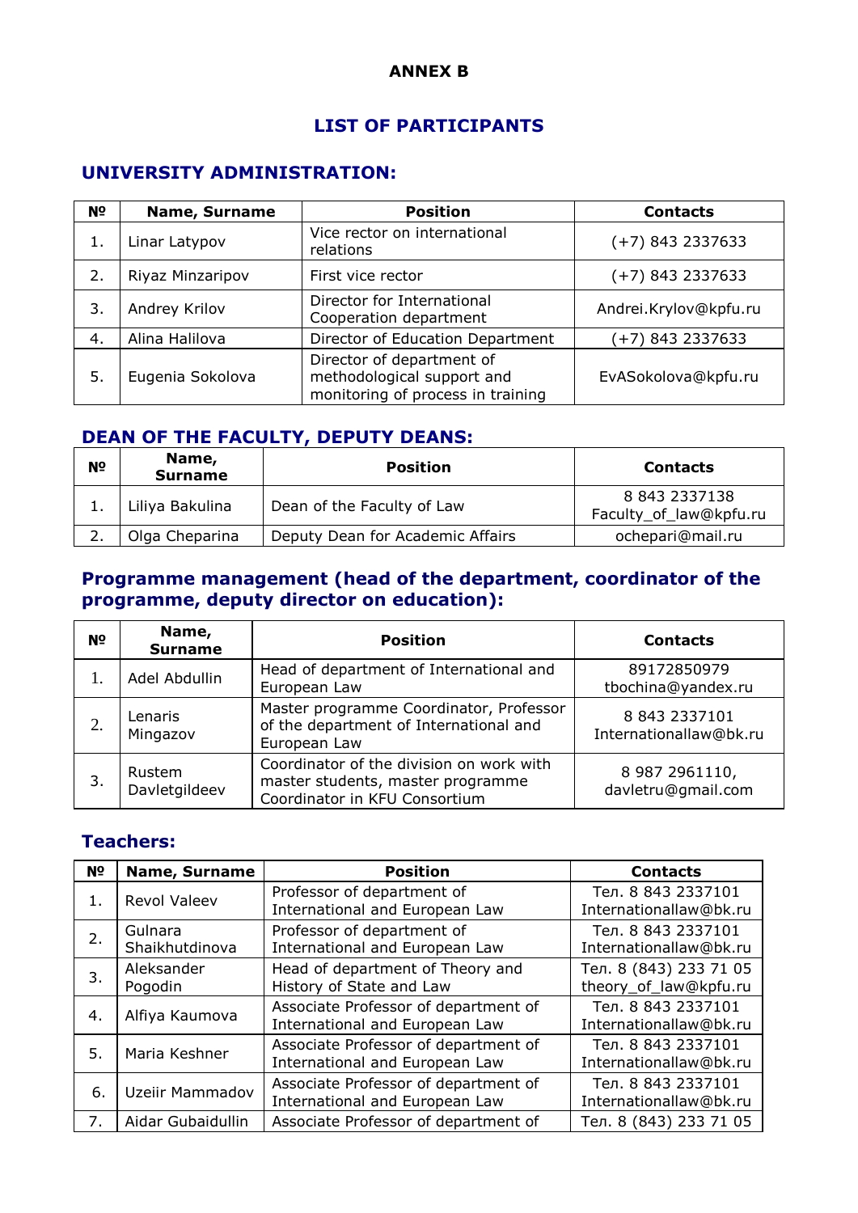**ANNEX B**

## LIST OF PARTICIPANTS

### UNIVERSITY ADMINISTRATION:

| № | Name, Surname | Position | Contacts |
|---|---|---|---|
| 1. | Linar Latypov | Vice rector on international relations | (+7) 843 2337633 |
| 2. | Riyaz Minzaripov | First vice rector | (+7) 843 2337633 |
| 3. | Andrey Krilov | Director for International Cooperation department | Andrei.Krylov@kpfu.ru |
| 4. | Alina Halilova | Director of Education Department | (+7) 843 2337633 |
| 5. | Eugenia Sokolova | Director of department of methodological support and monitoring of process in training | EvASokolova@kpfu.ru |

### DEAN OF THE FACULTY, DEPUTY DEANS:

| № | Name, Surname | Position | Contacts |
|---|---|---|---|
| 1. | Liliya Bakulina | Dean of the Faculty of Law | 8 843 2337138 Faculty_of_law@kpfu.ru |
| 2. | Olga Cheparina | Deputy Dean for Academic Affairs | ochepari@mail.ru |

### Programme management (head of the department, coordinator of the programme, deputy director on education):

| № | Name, Surname | Position | Contacts |
|---|---|---|---|
| 1. | Adel Abdullin | Head of department of International and European Law | 89172850979 tbochina@yandex.ru |
| 2. | Lenaris Mingazov | Master programme Coordinator, Professor of the department of International and European Law | 8 843 2337101 Internationallaw@bk.ru |
| 3. | Rustem Davletgildeev | Coordinator of the division on work with master students, master programme Coordinator in KFU Consortium | 8 987 2961110, davletru@gmail.com |

### Teachers:

| № | Name, Surname | Position | Contacts |
|---|---|---|---|
| 1. | Revol Valeev | Professor of department of International and European Law | Тел. 8 843 2337101 Internationallaw@bk.ru |
| 2. | Gulnara Shaikhutdinova | Professor of department of International and European Law | Тел. 8 843 2337101 Internationallaw@bk.ru |
| 3. | Aleksander Pogodin | Head of department of Theory and History of State and Law | Тел. 8 (843) 233 71 05 theory_of_law@kpfu.ru |
| 4. | Alfiya Kaumova | Associate Professor of department of International and European Law | Тел. 8 843 2337101 Internationallaw@bk.ru |
| 5. | Maria Keshner | Associate Professor of department of International and European Law | Тел. 8 843 2337101 Internationallaw@bk.ru |
| 6. | Uzeiir Mammadov | Associate Professor of department of International and European Law | Тел. 8 843 2337101 Internationallaw@bk.ru |
| 7. | Aidar Gubaidullin | Associate Professor of department of | Тел. 8 (843) 233 71 05 |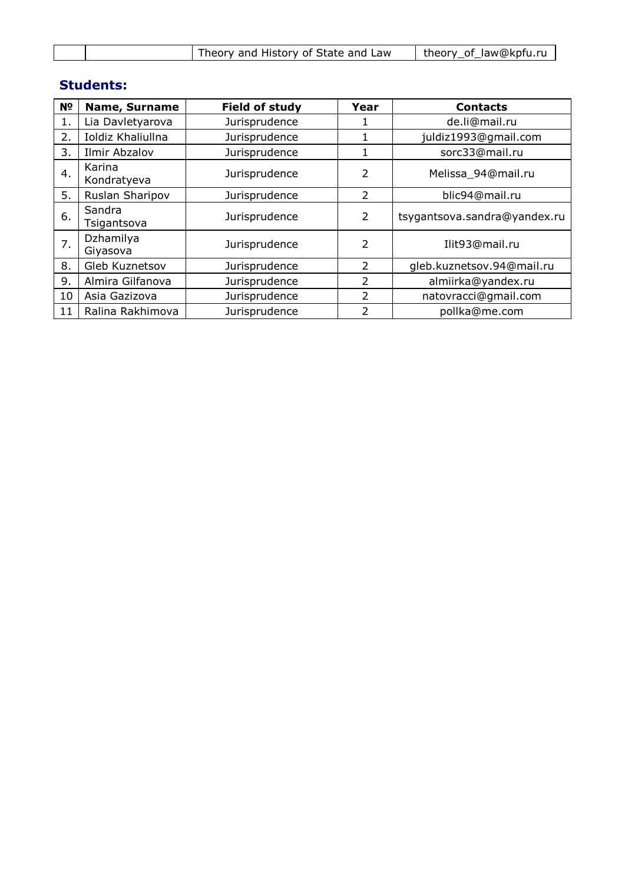| | | Theory and History of State and Law | theory_of_law@kpfu.ru |
|---|---|---|---|

## Students:

| № | Name, Surname | Field of study | Year | Contacts |
|---|---|---|---|---|
| 1. | Lia Davletyarova | Jurisprudence | 1 | de.li@mail.ru |
| 2. | Ioldiz Khaliullna | Jurisprudence | 1 | juldiz1993@gmail.com |
| 3. | Ilmir Abzalov | Jurisprudence | 1 | sorc33@mail.ru |
| 4. | Karina Kondratyeva | Jurisprudence | 2 | Melissa_94@mail.ru |
| 5. | Ruslan Sharipov | Jurisprudence | 2 | blic94@mail.ru |
| 6. | Sandra Tsigantsova | Jurisprudence | 2 | tsygantsova.sandra@yandex.ru |
| 7. | Dzhamilya Giyasova | Jurisprudence | 2 | Ilit93@mail.ru |
| 8. | Gleb Kuznetsov | Jurisprudence | 2 | gleb.kuznetsov.94@mail.ru |
| 9. | Almira Gilfanova | Jurisprudence | 2 | almiirka@yandex.ru |
| 10 | Asia Gazizova | Jurisprudence | 2 | natovracci@gmail.com |
| 11 | Ralina Rakhimova | Jurisprudence | 2 | pollka@me.com |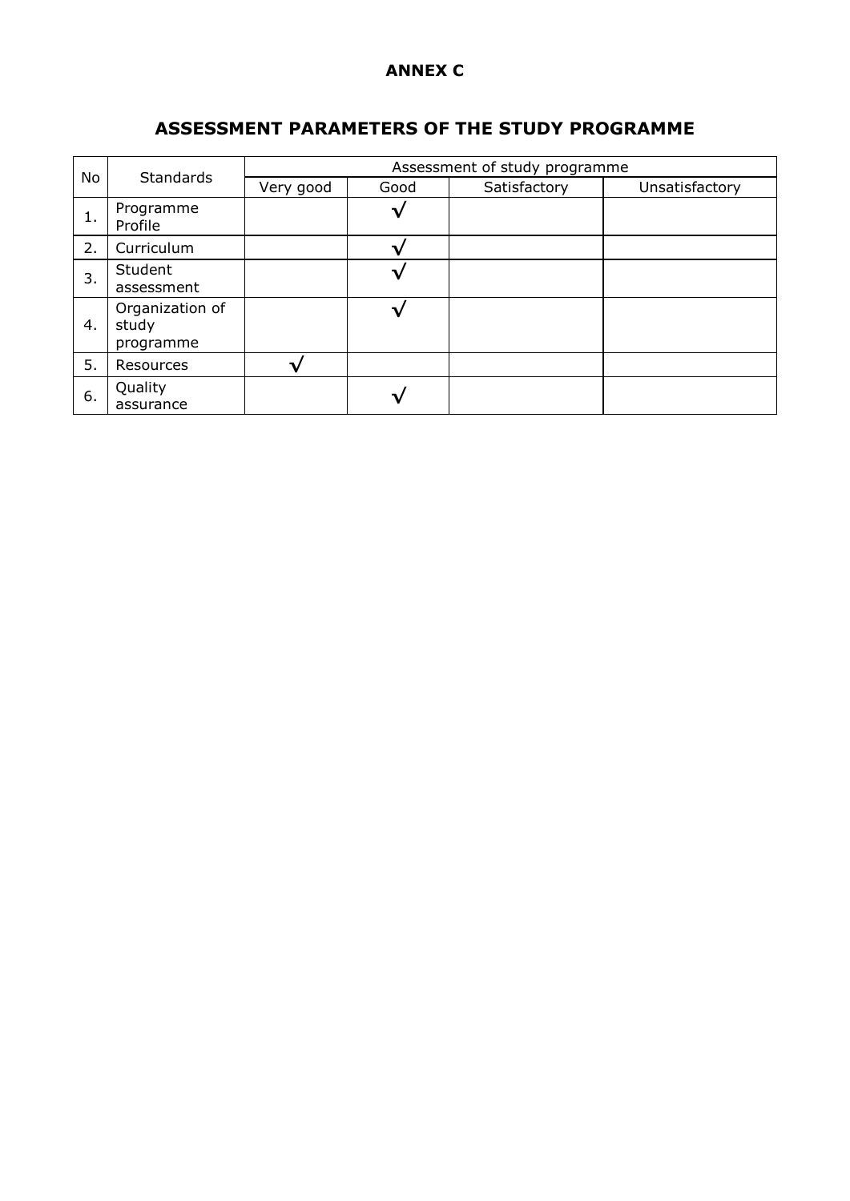**ANNEX C**

# ASSESSMENT PARAMETERS OF THE STUDY PROGRAMME

| No | Standards | Assessment of study programme | | | |
|---|---|---|---|---|---|
| | | Very good | Good | Satisfactory | Unsatisfactory |
| 1. | Programme Profile | | √ | | |
| 2. | Curriculum | | √ | | |
| 3. | Student assessment | | √ | | |
| 4. | Organization of study programme | | √ | | |
| 5. | Resources | √ | | | |
| 6. | Quality assurance | | √ | | |